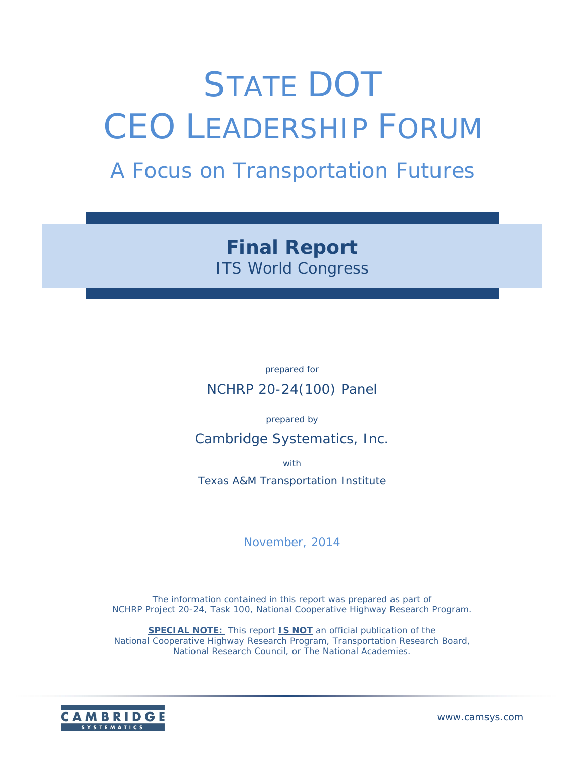# STATE DOT CEO LEADERSHIP FORUM

## A Focus on Transportation Futures

**Final Report**

ITS World Congress

prepared for

NCHRP 20-24(100) Panel

prepared by

Cambridge Systematics, Inc.

with

Texas A&M Transportation Institute

November, 2014

The information contained in this report was prepared as part of NCHRP Project 20-24, Task 100, National Cooperative Highway Research Program.

**SPECIAL NOTE:** This report **IS NOT** an official publication of the National Cooperative Highway Research Program, Transportation Research Board, National Research Council, or The National Academies.

CAMBRIDGE SYSTEMATICS

www.camsys.com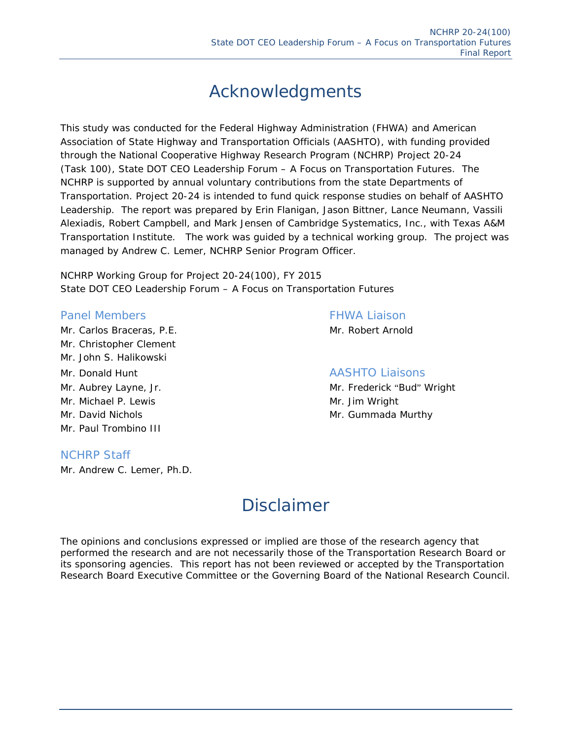# Acknowledgments

This study was conducted for the Federal Highway Administration (FHWA) and American Association of State Highway and Transportation Officials (AASHTO), with funding provided through the National Cooperative Highway Research Program (NCHRP) Project 20-24 (Task 100), State DOT CEO Leadership Forum – A Focus on Transportation Futures. The NCHRP is supported by annual voluntary contributions from the state Departments of Transportation. Project 20-24 is intended to fund quick response studies on behalf of AASHTO Leadership. The report was prepared by Erin Flanigan, Jason Bittner, Lance Neumann, Vassili Alexiadis, Robert Campbell, and Mark Jensen of Cambridge Systematics, Inc., with Texas A&M Transportation Institute. The work was guided by a technical working group. The project was managed by Andrew C. Lemer, NCHRP Senior Program Officer.

NCHRP Working Group for Project 20-24(100), FY 2015
State DOT CEO Leadership Forum – A Focus on Transportation Futures

### Panel Members

Mr. Carlos Braceras, P.E.
Mr. Christopher Clement
Mr. John S. Halikowski
Mr. Donald Hunt
Mr. Aubrey Layne, Jr.
Mr. Michael P. Lewis
Mr. David Nichols
Mr. Paul Trombino III

### NCHRP Staff

Mr. Andrew C. Lemer, Ph.D.

### FHWA Liaison

Mr. Robert Arnold

### AASHTO Liaisons

Mr. Frederick "Bud" Wright
Mr. Jim Wright
Mr. Gummada Murthy

# Disclaimer

The opinions and conclusions expressed or implied are those of the research agency that performed the research and are not necessarily those of the Transportation Research Board or its sponsoring agencies. This report has not been reviewed or accepted by the Transportation Research Board Executive Committee or the Governing Board of the National Research Council.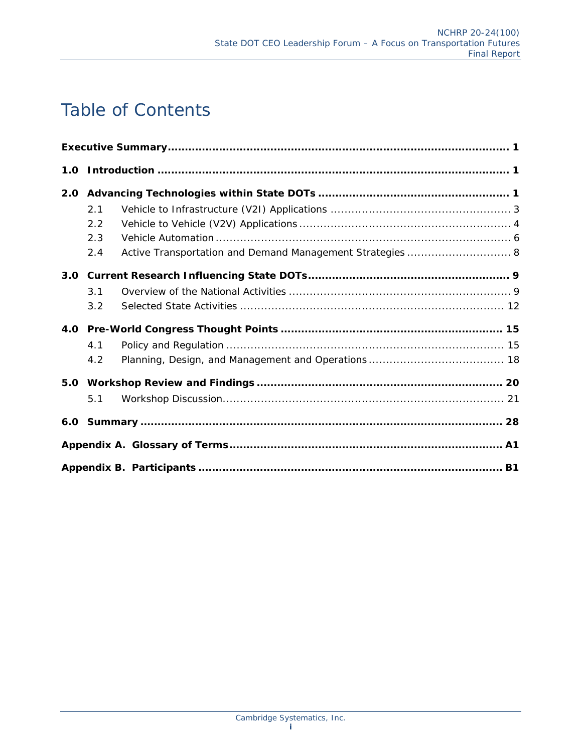# Table of Contents

**Executive Summary** .......................................................................................... **1**

**1.0 Introduction** .......................................................................................... **1**

**2.0 Advancing Technologies within State DOTs** .......................................................................................... **1**

- 2.1 Vehicle to Infrastructure (V2I) Applications .......................................................................................... 3
- 2.2 Vehicle to Vehicle (V2V) Applications .......................................................................................... 4
- 2.3 Vehicle Automation .......................................................................................... 6
- 2.4 Active Transportation and Demand Management Strategies .......................................................................................... 8

**3.0 Current Research Influencing State DOTs** .......................................................................................... **9**

- 3.1 Overview of the National Activities .......................................................................................... 9
- 3.2 Selected State Activities .......................................................................................... 12

**4.0 Pre-World Congress Thought Points** .......................................................................................... **15**

- 4.1 Policy and Regulation .......................................................................................... 15
- 4.2 Planning, Design, and Management and Operations .......................................................................................... 18

**5.0 Workshop Review and Findings** .......................................................................................... **20**

- 5.1 Workshop Discussion .......................................................................................... 21

**6.0 Summary** .......................................................................................... **28**

**Appendix A. Glossary of Terms** .......................................................................................... **A1**

**Appendix B. Participants** .......................................................................................... **B1**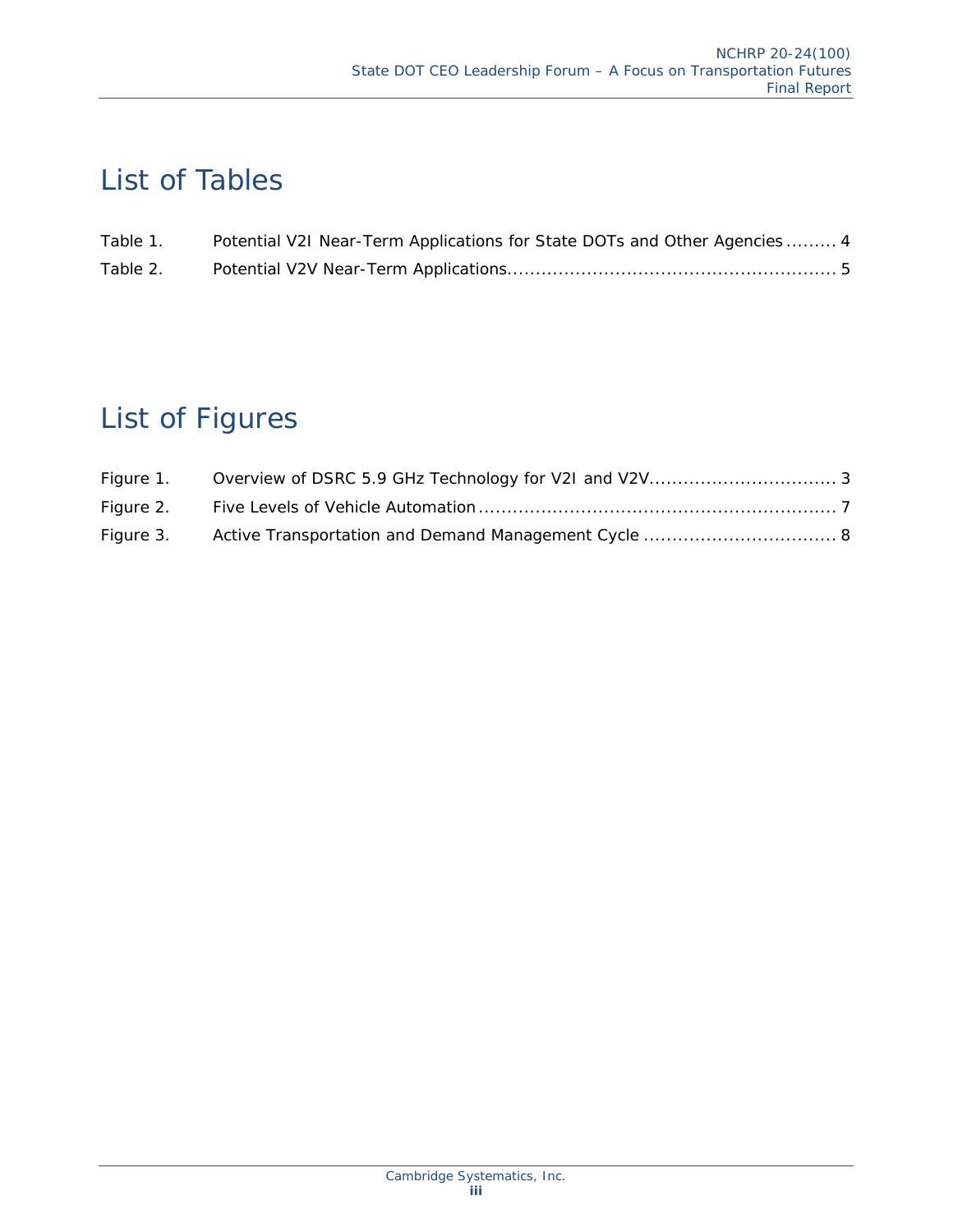# List of Tables

Table 1. Potential V2I Near-Term Applications for State DOTs and Other Agencies ......... 4

Table 2. Potential V2V Near-Term Applications........................................................ 5

# List of Figures

Figure 1. Overview of DSRC 5.9 GHz Technology for V2I and V2V................................ 3

Figure 2. Five Levels of Vehicle Automation .............................................................. 7

Figure 3. Active Transportation and Demand Management Cycle ................................. 8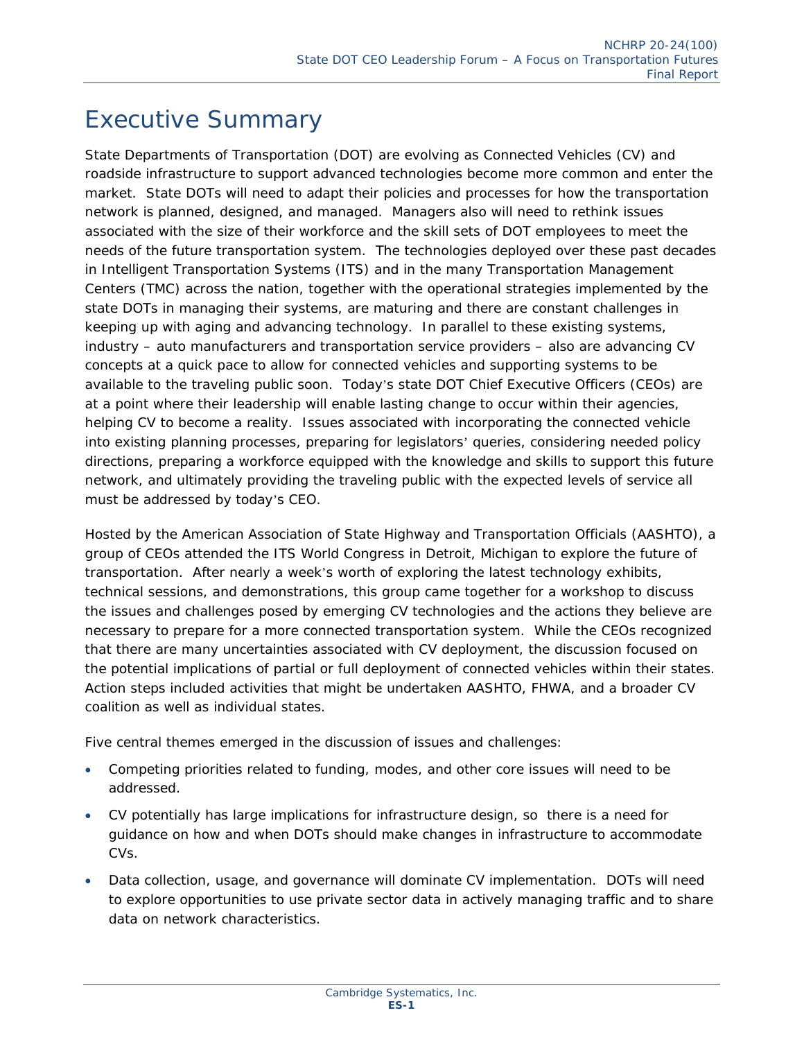# Executive Summary

State Departments of Transportation (DOT) are evolving as Connected Vehicles (CV) and roadside infrastructure to support advanced technologies become more common and enter the market. State DOTs will need to adapt their policies and processes for how the transportation network is planned, designed, and managed. Managers also will need to rethink issues associated with the size of their workforce and the skill sets of DOT employees to meet the needs of the future transportation system. The technologies deployed over these past decades in Intelligent Transportation Systems (ITS) and in the many Transportation Management Centers (TMC) across the nation, together with the operational strategies implemented by the state DOTs in managing their systems, are maturing and there are constant challenges in keeping up with aging and advancing technology. In parallel to these existing systems, industry – auto manufacturers and transportation service providers – also are advancing CV concepts at a quick pace to allow for connected vehicles and supporting systems to be available to the traveling public soon. Today's state DOT Chief Executive Officers (CEOs) are at a point where their leadership will enable lasting change to occur within their agencies, helping CV to become a reality. Issues associated with incorporating the connected vehicle into existing planning processes, preparing for legislators' queries, considering needed policy directions, preparing a workforce equipped with the knowledge and skills to support this future network, and ultimately providing the traveling public with the expected levels of service all must be addressed by today's CEO.

Hosted by the American Association of State Highway and Transportation Officials (AASHTO), a group of CEOs attended the ITS World Congress in Detroit, Michigan to explore the future of transportation. After nearly a week's worth of exploring the latest technology exhibits, technical sessions, and demonstrations, this group came together for a workshop to discuss the issues and challenges posed by emerging CV technologies and the actions they believe are necessary to prepare for a more connected transportation system. While the CEOs recognized that there are many uncertainties associated with CV deployment, the discussion focused on the potential implications of partial or full deployment of connected vehicles within their states. Action steps included activities that might be undertaken AASHTO, FHWA, and a broader CV coalition as well as individual states.

Five central themes emerged in the discussion of issues and challenges:

- Competing priorities related to funding, modes, and other core issues will need to be addressed.
- CV potentially has large implications for infrastructure design, so there is a need for guidance on how and when DOTs should make changes in infrastructure to accommodate CVs.
- Data collection, usage, and governance will dominate CV implementation. DOTs will need to explore opportunities to use private sector data in actively managing traffic and to share data on network characteristics.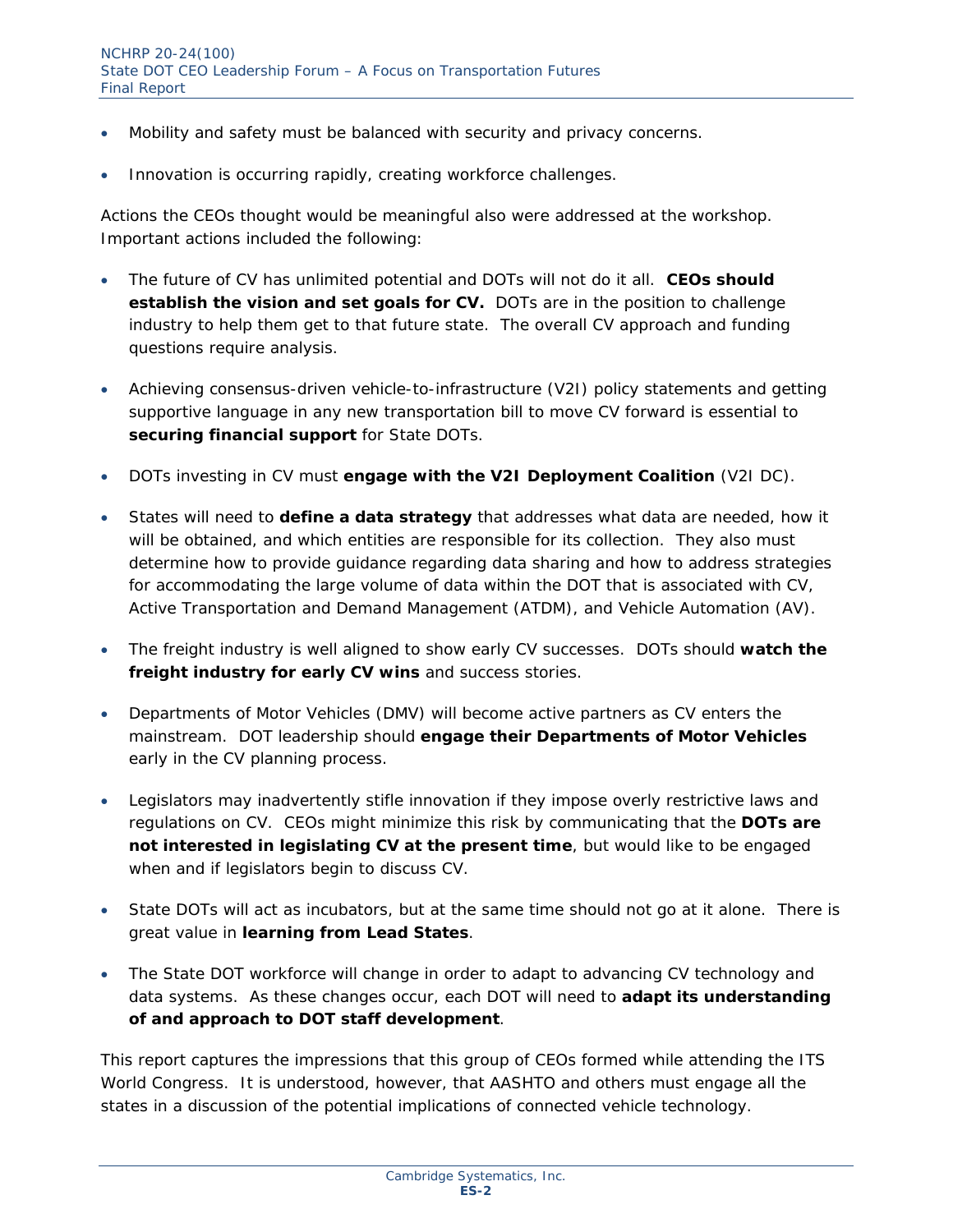- Mobility and safety must be balanced with security and privacy concerns.
- Innovation is occurring rapidly, creating workforce challenges.

Actions the CEOs thought would be meaningful also were addressed at the workshop. Important actions included the following:

- The future of CV has unlimited potential and DOTs will not do it all. **CEOs should establish the vision and set goals for CV.** DOTs are in the position to challenge industry to help them get to that future state. The overall CV approach and funding questions require analysis.
- Achieving consensus-driven vehicle-to-infrastructure (V2I) policy statements and getting supportive language in any new transportation bill to move CV forward is essential to **securing financial support** for State DOTs.
- DOTs investing in CV must **engage with the V2I Deployment Coalition** (V2I DC).
- States will need to **define a data strategy** that addresses what data are needed, how it will be obtained, and which entities are responsible for its collection. They also must determine how to provide guidance regarding data sharing and how to address strategies for accommodating the large volume of data within the DOT that is associated with CV, Active Transportation and Demand Management (ATDM), and Vehicle Automation (AV).
- The freight industry is well aligned to show early CV successes. DOTs should **watch the freight industry for early CV wins** and success stories.
- Departments of Motor Vehicles (DMV) will become active partners as CV enters the mainstream. DOT leadership should **engage their Departments of Motor Vehicles** early in the CV planning process.
- Legislators may inadvertently stifle innovation if they impose overly restrictive laws and regulations on CV. CEOs might minimize this risk by communicating that the **DOTs are not interested in legislating CV at the present time**, but would like to be engaged when and if legislators begin to discuss CV.
- State DOTs will act as incubators, but at the same time should not go at it alone. There is great value in **learning from Lead States**.
- The State DOT workforce will change in order to adapt to advancing CV technology and data systems. As these changes occur, each DOT will need to **adapt its understanding of and approach to DOT staff development**.

This report captures the impressions that this group of CEOs formed while attending the ITS World Congress. It is understood, however, that AASHTO and others must engage all the states in a discussion of the potential implications of connected vehicle technology.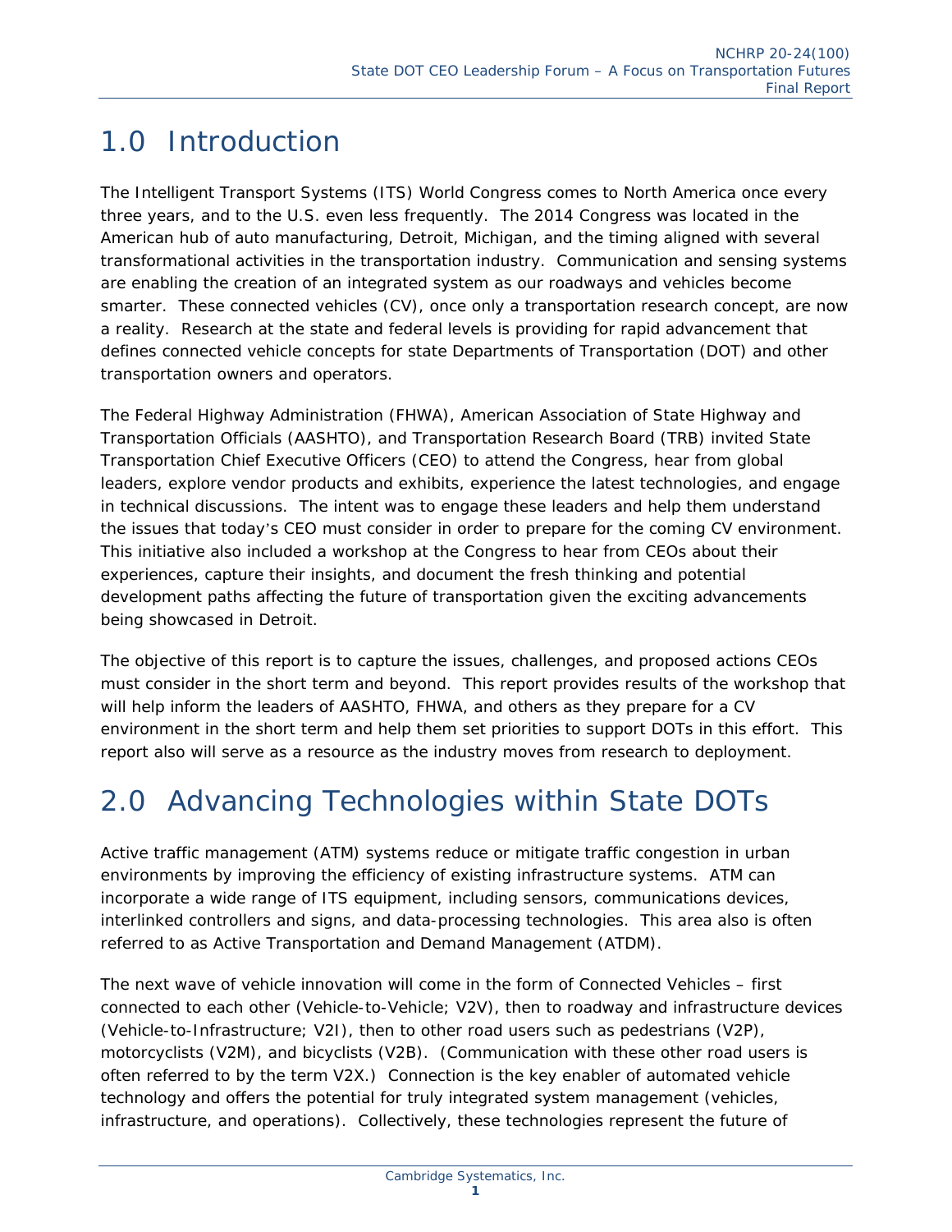# 1.0 Introduction

The Intelligent Transport Systems (ITS) World Congress comes to North America once every three years, and to the U.S. even less frequently. The 2014 Congress was located in the American hub of auto manufacturing, Detroit, Michigan, and the timing aligned with several transformational activities in the transportation industry. Communication and sensing systems are enabling the creation of an integrated system as our roadways and vehicles become smarter. These connected vehicles (CV), once only a transportation research concept, are now a reality. Research at the state and federal levels is providing for rapid advancement that defines connected vehicle concepts for state Departments of Transportation (DOT) and other transportation owners and operators.

The Federal Highway Administration (FHWA), American Association of State Highway and Transportation Officials (AASHTO), and Transportation Research Board (TRB) invited State Transportation Chief Executive Officers (CEO) to attend the Congress, hear from global leaders, explore vendor products and exhibits, experience the latest technologies, and engage in technical discussions. The intent was to engage these leaders and help them understand the issues that today's CEO must consider in order to prepare for the coming CV environment. This initiative also included a workshop at the Congress to hear from CEOs about their experiences, capture their insights, and document the fresh thinking and potential development paths affecting the future of transportation given the exciting advancements being showcased in Detroit.

The objective of this report is to capture the issues, challenges, and proposed actions CEOs must consider in the short term and beyond. This report provides results of the workshop that will help inform the leaders of AASHTO, FHWA, and others as they prepare for a CV environment in the short term and help them set priorities to support DOTs in this effort. This report also will serve as a resource as the industry moves from research to deployment.

# 2.0 Advancing Technologies within State DOTs

Active traffic management (ATM) systems reduce or mitigate traffic congestion in urban environments by improving the efficiency of existing infrastructure systems. ATM can incorporate a wide range of ITS equipment, including sensors, communications devices, interlinked controllers and signs, and data-processing technologies. This area also is often referred to as Active Transportation and Demand Management (ATDM).

The next wave of vehicle innovation will come in the form of Connected Vehicles – first connected to each other (Vehicle-to-Vehicle; V2V), then to roadway and infrastructure devices (Vehicle-to-Infrastructure; V2I), then to other road users such as pedestrians (V2P), motorcyclists (V2M), and bicyclists (V2B). (Communication with these other road users is often referred to by the term V2X.) Connection is the key enabler of automated vehicle technology and offers the potential for truly integrated system management (vehicles, infrastructure, and operations). Collectively, these technologies represent the future of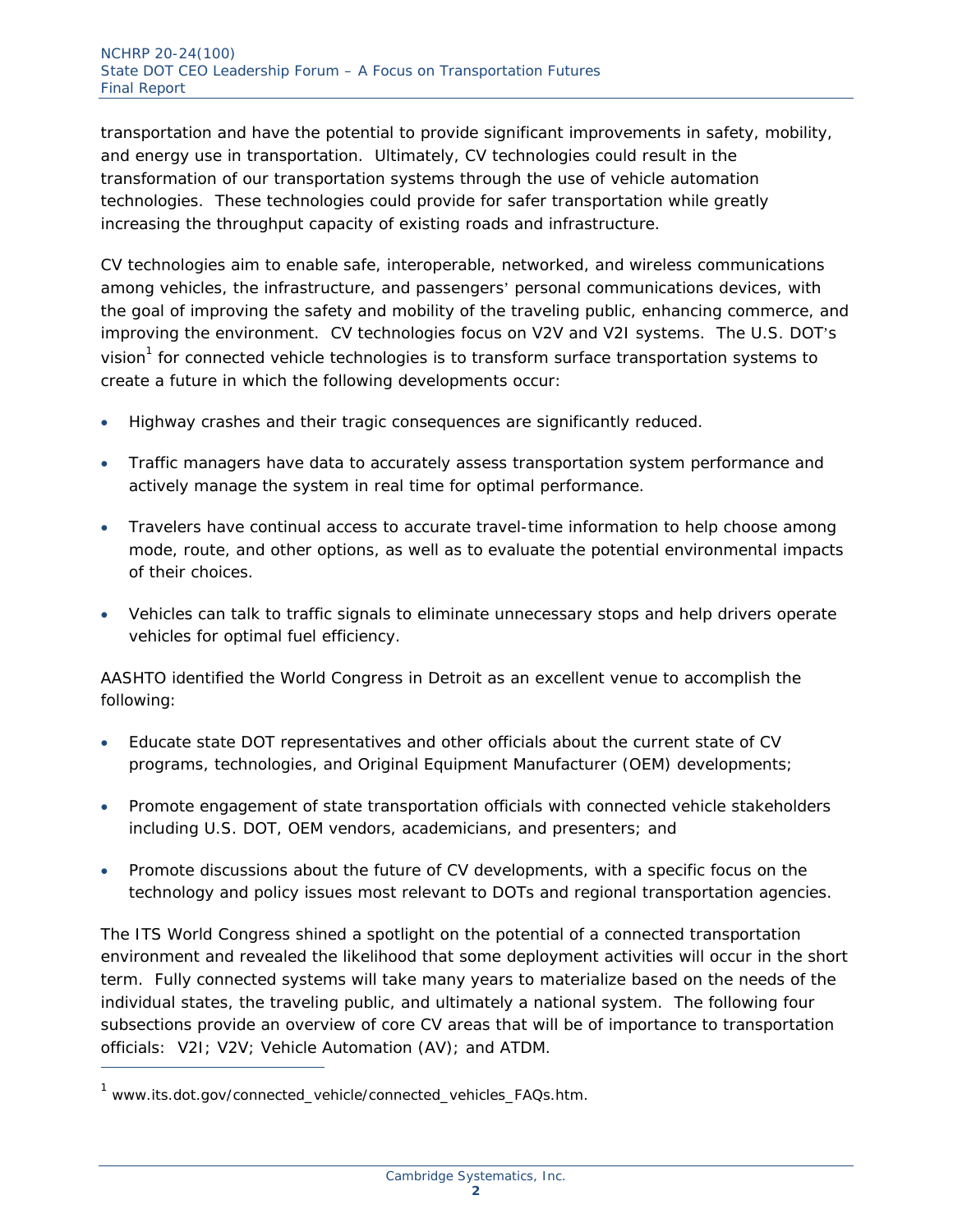transportation and have the potential to provide significant improvements in safety, mobility, and energy use in transportation. Ultimately, CV technologies could result in the transformation of our transportation systems through the use of vehicle automation technologies. These technologies could provide for safer transportation while greatly increasing the throughput capacity of existing roads and infrastructure.

CV technologies aim to enable safe, interoperable, networked, and wireless communications among vehicles, the infrastructure, and passengers' personal communications devices, with the goal of improving the safety and mobility of the traveling public, enhancing commerce, and improving the environment. CV technologies focus on V2V and V2I systems. The U.S. DOT's vision[1] for connected vehicle technologies is to transform surface transportation systems to create a future in which the following developments occur:

- Highway crashes and their tragic consequences are significantly reduced.
- Traffic managers have data to accurately assess transportation system performance and actively manage the system in real time for optimal performance.
- Travelers have continual access to accurate travel-time information to help choose among mode, route, and other options, as well as to evaluate the potential environmental impacts of their choices.
- Vehicles can talk to traffic signals to eliminate unnecessary stops and help drivers operate vehicles for optimal fuel efficiency.

AASHTO identified the World Congress in Detroit as an excellent venue to accomplish the following:

- Educate state DOT representatives and other officials about the current state of CV programs, technologies, and Original Equipment Manufacturer (OEM) developments;
- Promote engagement of state transportation officials with connected vehicle stakeholders including U.S. DOT, OEM vendors, academicians, and presenters; and
- Promote discussions about the future of CV developments, with a specific focus on the technology and policy issues most relevant to DOTs and regional transportation agencies.

The ITS World Congress shined a spotlight on the potential of a connected transportation environment and revealed the likelihood that some deployment activities will occur in the short term. Fully connected systems will take many years to materialize based on the needs of the individual states, the traveling public, and ultimately a national system. The following four subsections provide an overview of core CV areas that will be of importance to transportation officials: V2I; V2V; Vehicle Automation (AV); and ATDM.

---

[1] www.its.dot.gov/connected_vehicle/connected_vehicles_FAQs.htm.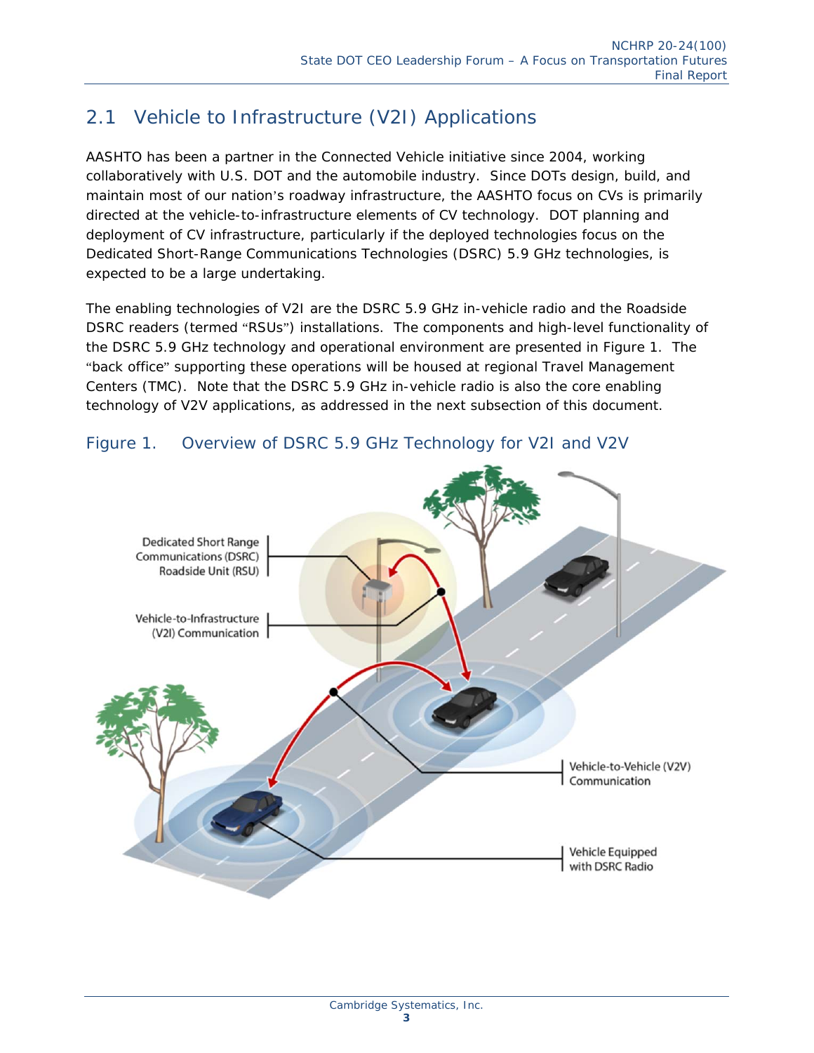## 2.1 Vehicle to Infrastructure (V2I) Applications

AASHTO has been a partner in the Connected Vehicle initiative since 2004, working collaboratively with U.S. DOT and the automobile industry. Since DOTs design, build, and maintain most of our nation's roadway infrastructure, the AASHTO focus on CVs is primarily directed at the vehicle-to-infrastructure elements of CV technology. DOT planning and deployment of CV infrastructure, particularly if the deployed technologies focus on the Dedicated Short-Range Communications Technologies (DSRC) 5.9 GHz technologies, is expected to be a large undertaking.

The enabling technologies of V2I are the DSRC 5.9 GHz in-vehicle radio and the Roadside DSRC readers (termed "RSUs") installations. The components and high-level functionality of the DSRC 5.9 GHz technology and operational environment are presented in Figure 1. The "back office" supporting these operations will be housed at regional Travel Management Centers (TMC). Note that the DSRC 5.9 GHz in-vehicle radio is also the core enabling technology of V2V applications, as addressed in the next subsection of this document.

### Figure 1. Overview of DSRC 5.9 GHz Technology for V2I and V2V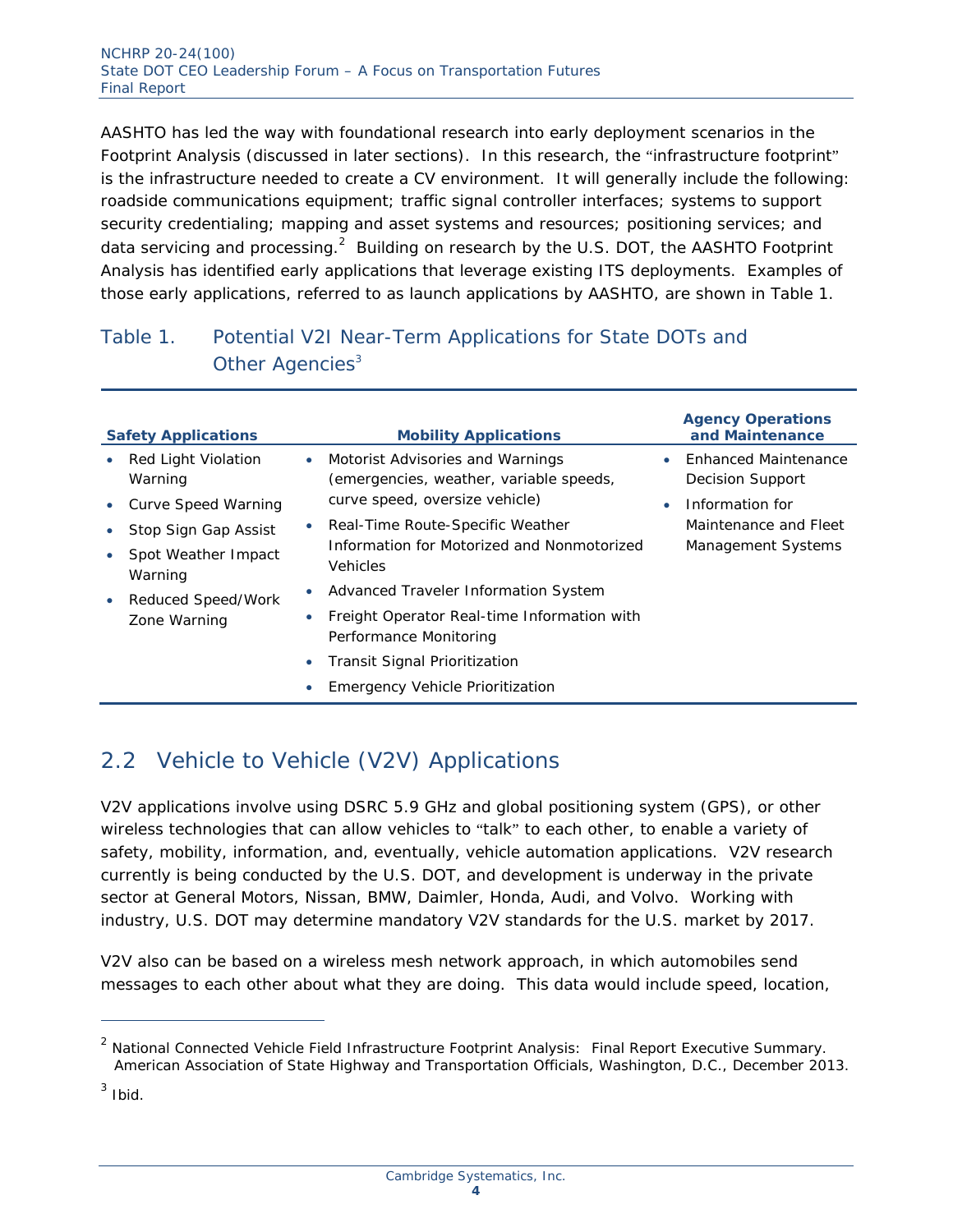AASHTO has led the way with foundational research into early deployment scenarios in the Footprint Analysis (discussed in later sections). In this research, the "infrastructure footprint" is the infrastructure needed to create a CV environment. It will generally include the following: roadside communications equipment; traffic signal controller interfaces; systems to support security credentialing; mapping and asset systems and resources; positioning services; and data servicing and processing.[2] Building on research by the U.S. DOT, the AASHTO Footprint Analysis has identified early applications that leverage existing ITS deployments. Examples of those early applications, referred to as launch applications by AASHTO, are shown in Table 1.

### Table 1. Potential V2I Near-Term Applications for State DOTs and Other Agencies[3]

| Safety Applications | Mobility Applications | Agency Operations and Maintenance |
|---|---|---|
| • Red Light Violation Warning<br>• Curve Speed Warning<br>• Stop Sign Gap Assist<br>• Spot Weather Impact Warning<br>• Reduced Speed/Work Zone Warning | • Motorist Advisories and Warnings (emergencies, weather, variable speeds, curve speed, oversize vehicle)<br>• Real-Time Route-Specific Weather Information for Motorized and Nonmotorized Vehicles<br>• Advanced Traveler Information System<br>• Freight Operator Real-time Information with Performance Monitoring<br>• Transit Signal Prioritization<br>• Emergency Vehicle Prioritization | • Enhanced Maintenance Decision Support<br>• Information for Maintenance and Fleet Management Systems |

## 2.2 Vehicle to Vehicle (V2V) Applications

V2V applications involve using DSRC 5.9 GHz and global positioning system (GPS), or other wireless technologies that can allow vehicles to "talk" to each other, to enable a variety of safety, mobility, information, and, eventually, vehicle automation applications. V2V research currently is being conducted by the U.S. DOT, and development is underway in the private sector at General Motors, Nissan, BMW, Daimler, Honda, Audi, and Volvo. Working with industry, U.S. DOT may determine mandatory V2V standards for the U.S. market by 2017.

V2V also can be based on a wireless mesh network approach, in which automobiles send messages to each other about what they are doing. This data would include speed, location,

---

[2] National Connected Vehicle Field Infrastructure Footprint Analysis: Final Report Executive Summary. American Association of State Highway and Transportation Officials, Washington, D.C., December 2013.

[3] Ibid.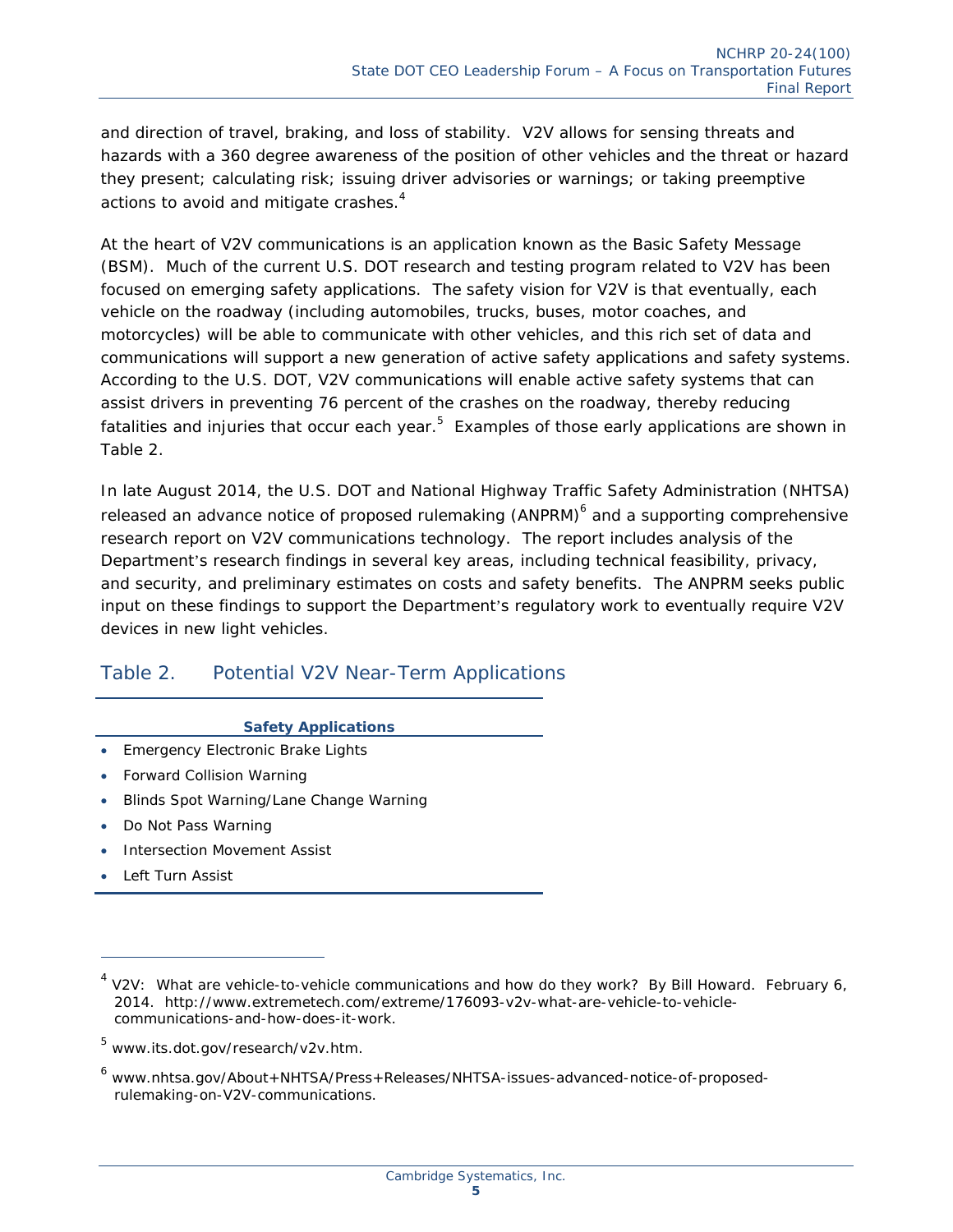and direction of travel, braking, and loss of stability. V2V allows for sensing threats and hazards with a 360 degree awareness of the position of other vehicles and the threat or hazard they present; calculating risk; issuing driver advisories or warnings; or taking preemptive actions to avoid and mitigate crashes.[4]

At the heart of V2V communications is an application known as the Basic Safety Message (BSM). Much of the current U.S. DOT research and testing program related to V2V has been focused on emerging safety applications. The safety vision for V2V is that eventually, each vehicle on the roadway (including automobiles, trucks, buses, motor coaches, and motorcycles) will be able to communicate with other vehicles, and this rich set of data and communications will support a new generation of active safety applications and safety systems. According to the U.S. DOT, V2V communications will enable active safety systems that can assist drivers in preventing 76 percent of the crashes on the roadway, thereby reducing fatalities and injuries that occur each year.[5] Examples of those early applications are shown in Table 2.

In late August 2014, the U.S. DOT and National Highway Traffic Safety Administration (NHTSA) released an advance notice of proposed rulemaking (ANPRM)[6] and a supporting comprehensive research report on V2V communications technology. The report includes analysis of the Department's research findings in several key areas, including technical feasibility, privacy, and security, and preliminary estimates on costs and safety benefits. The ANPRM seeks public input on these findings to support the Department's regulatory work to eventually require V2V devices in new light vehicles.

## Table 2. Potential V2V Near-Term Applications

| Safety Applications |
|---|
| • Emergency Electronic Brake Lights |
| • Forward Collision Warning |
| • Blinds Spot Warning/Lane Change Warning |
| • Do Not Pass Warning |
| • Intersection Movement Assist |
| • Left Turn Assist |

---

[4] V2V: What are vehicle-to-vehicle communications and how do they work? By Bill Howard. February 6, 2014. http://www.extremetech.com/extreme/176093-v2v-what-are-vehicle-to-vehicle-communications-and-how-does-it-work.

[5] www.its.dot.gov/research/v2v.htm.

[6] www.nhtsa.gov/About+NHTSA/Press+Releases/NHTSA-issues-advanced-notice-of-proposed-rulemaking-on-V2V-communications.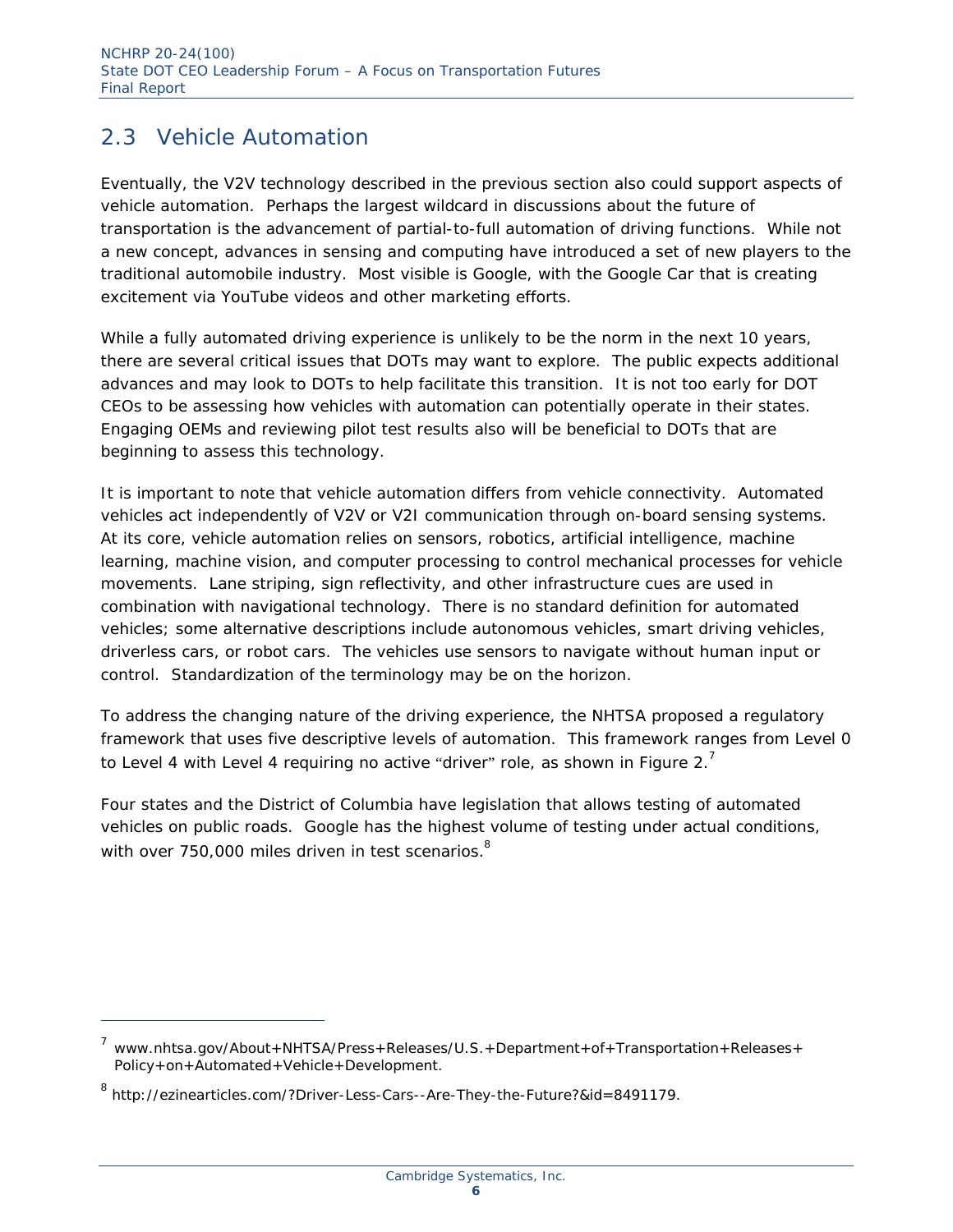## 2.3 Vehicle Automation

Eventually, the V2V technology described in the previous section also could support aspects of vehicle automation. Perhaps the largest wildcard in discussions about the future of transportation is the advancement of partial-to-full automation of driving functions. While not a new concept, advances in sensing and computing have introduced a set of new players to the traditional automobile industry. Most visible is Google, with the Google Car that is creating excitement via YouTube videos and other marketing efforts.

While a fully automated driving experience is unlikely to be the norm in the next 10 years, there are several critical issues that DOTs may want to explore. The public expects additional advances and may look to DOTs to help facilitate this transition. It is not too early for DOT CEOs to be assessing how vehicles with automation can potentially operate in their states. Engaging OEMs and reviewing pilot test results also will be beneficial to DOTs that are beginning to assess this technology.

It is important to note that vehicle automation differs from vehicle connectivity. Automated vehicles act independently of V2V or V2I communication through on-board sensing systems. At its core, vehicle automation relies on sensors, robotics, artificial intelligence, machine learning, machine vision, and computer processing to control mechanical processes for vehicle movements. Lane striping, sign reflectivity, and other infrastructure cues are used in combination with navigational technology. There is no standard definition for automated vehicles; some alternative descriptions include autonomous vehicles, smart driving vehicles, driverless cars, or robot cars. The vehicles use sensors to navigate without human input or control. Standardization of the terminology may be on the horizon.

To address the changing nature of the driving experience, the NHTSA proposed a regulatory framework that uses five descriptive levels of automation. This framework ranges from Level 0 to Level 4 with Level 4 requiring no active "driver" role, as shown in Figure 2.[7]

Four states and the District of Columbia have legislation that allows testing of automated vehicles on public roads. Google has the highest volume of testing under actual conditions, with over 750,000 miles driven in test scenarios.[8]

---

[7] www.nhtsa.gov/About+NHTSA/Press+Releases/U.S.+Department+of+Transportation+Releases+Policy+on+Automated+Vehicle+Development.

[8] http://ezinearticles.com/?Driver-Less-Cars--Are-They-the-Future?&id=8491179.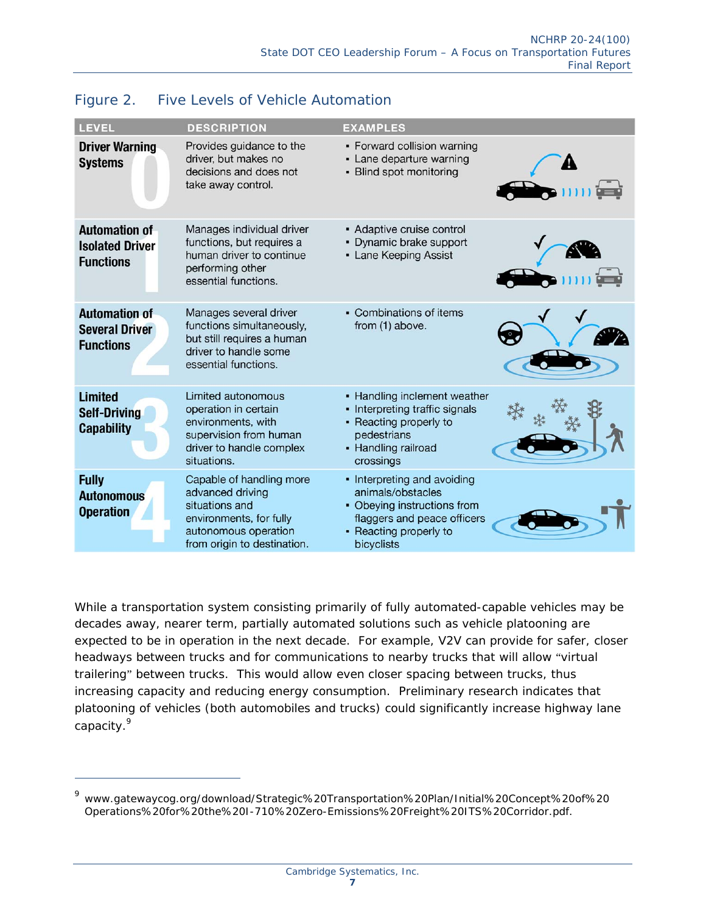## Figure 2. Five Levels of Vehicle Automation

| LEVEL | DESCRIPTION | EXAMPLES |
|---|---|---|
| **0 Driver Warning Systems** | Provides guidance to the driver, but makes no decisions and does not take away control. | ▪ Forward collision warning<br>▪ Lane departure warning<br>▪ Blind spot monitoring |
| **1 Automation of Isolated Driver Functions** | Manages individual driver functions, but requires a human driver to continue performing other essential functions. | ▪ Adaptive cruise control<br>▪ Dynamic brake support<br>▪ Lane Keeping Assist |
| **2 Automation of Several Driver Functions** | Manages several driver functions simultaneously, but still requires a human driver to handle some essential functions. | ▪ Combinations of items from (1) above. |
| **3 Limited Self-Driving Capability** | Limited autonomous operation in certain environments, with supervision from human driver to handle complex situations. | ▪ Handling inclement weather<br>▪ Interpreting traffic signals<br>▪ Reacting properly to pedestrians<br>▪ Handling railroad crossings |
| **4 Fully Autonomous Operation** | Capable of handling more advanced driving situations and environments, for fully autonomous operation from origin to destination. | ▪ Interpreting and avoiding animals/obstacles<br>▪ Obeying instructions from flaggers and peace officers<br>▪ Reacting properly to bicyclists |

While a transportation system consisting primarily of fully automated-capable vehicles may be decades away, nearer term, partially automated solutions such as vehicle platooning are expected to be in operation in the next decade. For example, V2V can provide for safer, closer headways between trucks and for communications to nearby trucks that will allow "virtual trailering" between trucks. This would allow even closer spacing between trucks, thus increasing capacity and reducing energy consumption. Preliminary research indicates that platooning of vehicles (both automobiles and trucks) could significantly increase highway lane capacity.[9]

---

[9] www.gatewaycog.org/download/Strategic%20Transportation%20Plan/Initial%20Concept%20of%20Operations%20for%20the%20I-710%20Zero-Emissions%20Freight%20ITS%20Corridor.pdf.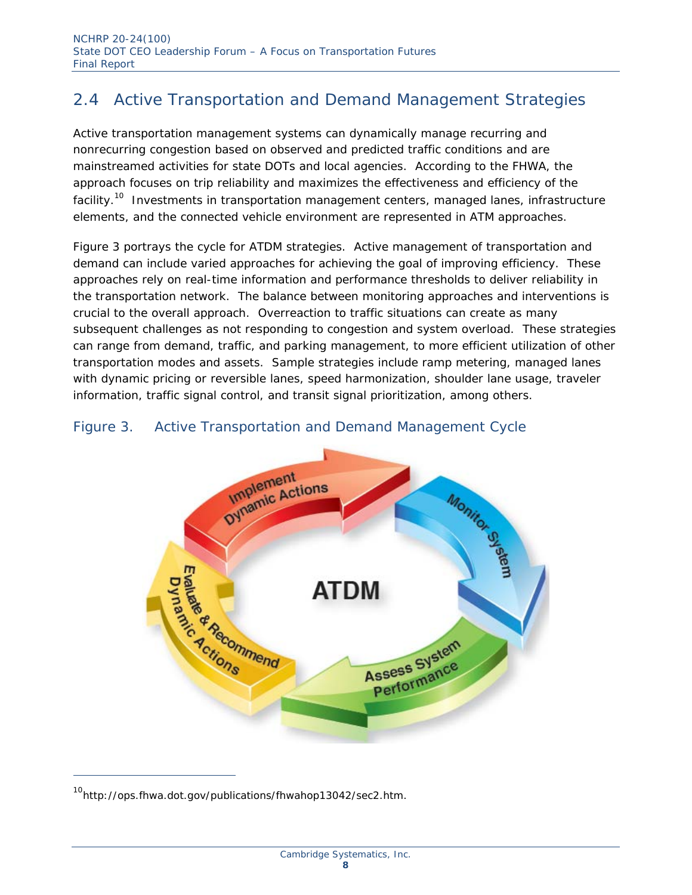## 2.4 Active Transportation and Demand Management Strategies

Active transportation management systems can dynamically manage recurring and nonrecurring congestion based on observed and predicted traffic conditions and are mainstreamed activities for state DOTs and local agencies. According to the FHWA, the approach focuses on trip reliability and maximizes the effectiveness and efficiency of the facility.[10] Investments in transportation management centers, managed lanes, infrastructure elements, and the connected vehicle environment are represented in ATM approaches.

Figure 3 portrays the cycle for ATDM strategies. Active management of transportation and demand can include varied approaches for achieving the goal of improving efficiency. These approaches rely on real-time information and performance thresholds to deliver reliability in the transportation network. The balance between monitoring approaches and interventions is crucial to the overall approach. Overreaction to traffic situations can create as many subsequent challenges as not responding to congestion and system overload. These strategies can range from demand, traffic, and parking management, to more efficient utilization of other transportation modes and assets. Sample strategies include ramp metering, managed lanes with dynamic pricing or reversible lanes, speed harmonization, shoulder lane usage, traveler information, traffic signal control, and transit signal prioritization, among others.

Figure 3. Active Transportation and Demand Management Cycle

ATDM

Implement Dynamic Actions → Monitor System → Assess System Performance → Evaluate & Recommend Dynamic Actions

---

[10] http://ops.fhwa.dot.gov/publications/fhwahop13042/sec2.htm.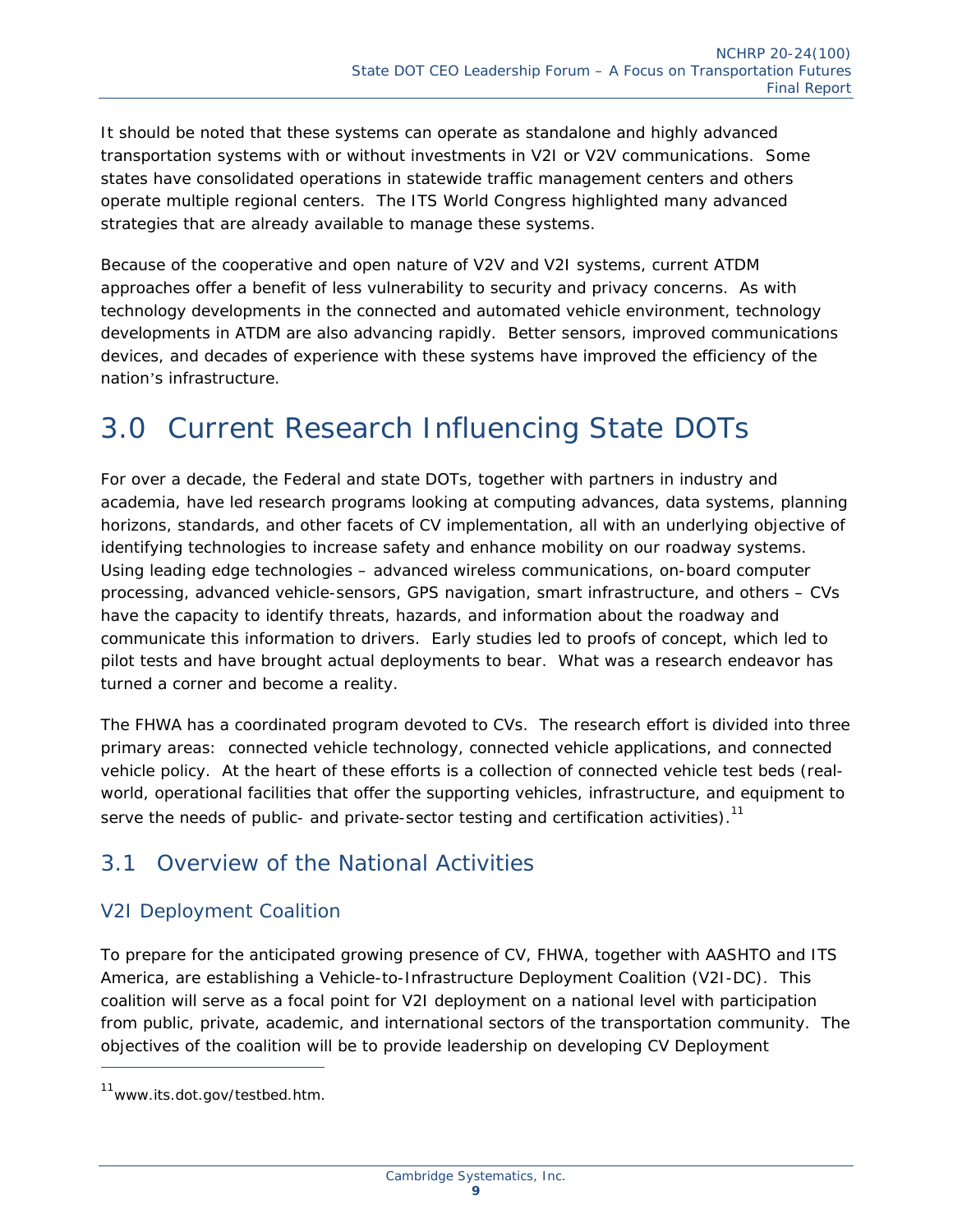It should be noted that these systems can operate as standalone and highly advanced transportation systems with or without investments in V2I or V2V communications. Some states have consolidated operations in statewide traffic management centers and others operate multiple regional centers. The ITS World Congress highlighted many advanced strategies that are already available to manage these systems.

Because of the cooperative and open nature of V2V and V2I systems, current ATDM approaches offer a benefit of less vulnerability to security and privacy concerns. As with technology developments in the connected and automated vehicle environment, technology developments in ATDM are also advancing rapidly. Better sensors, improved communications devices, and decades of experience with these systems have improved the efficiency of the nation's infrastructure.

# 3.0 Current Research Influencing State DOTs

For over a decade, the Federal and state DOTs, together with partners in industry and academia, have led research programs looking at computing advances, data systems, planning horizons, standards, and other facets of CV implementation, all with an underlying objective of identifying technologies to increase safety and enhance mobility on our roadway systems. Using leading edge technologies – advanced wireless communications, on-board computer processing, advanced vehicle-sensors, GPS navigation, smart infrastructure, and others – CVs have the capacity to identify threats, hazards, and information about the roadway and communicate this information to drivers. Early studies led to proofs of concept, which led to pilot tests and have brought actual deployments to bear. What was a research endeavor has turned a corner and become a reality.

The FHWA has a coordinated program devoted to CVs. The research effort is divided into three primary areas: connected vehicle technology, connected vehicle applications, and connected vehicle policy. At the heart of these efforts is a collection of connected vehicle test beds (real-world, operational facilities that offer the supporting vehicles, infrastructure, and equipment to serve the needs of public- and private-sector testing and certification activities).[11]

## 3.1 Overview of the National Activities

### V2I Deployment Coalition

To prepare for the anticipated growing presence of CV, FHWA, together with AASHTO and ITS America, are establishing a Vehicle-to-Infrastructure Deployment Coalition (V2I-DC). This coalition will serve as a focal point for V2I deployment on a national level with participation from public, private, academic, and international sectors of the transportation community. The objectives of the coalition will be to provide leadership on developing CV Deployment

[11] www.its.dot.gov/testbed.htm.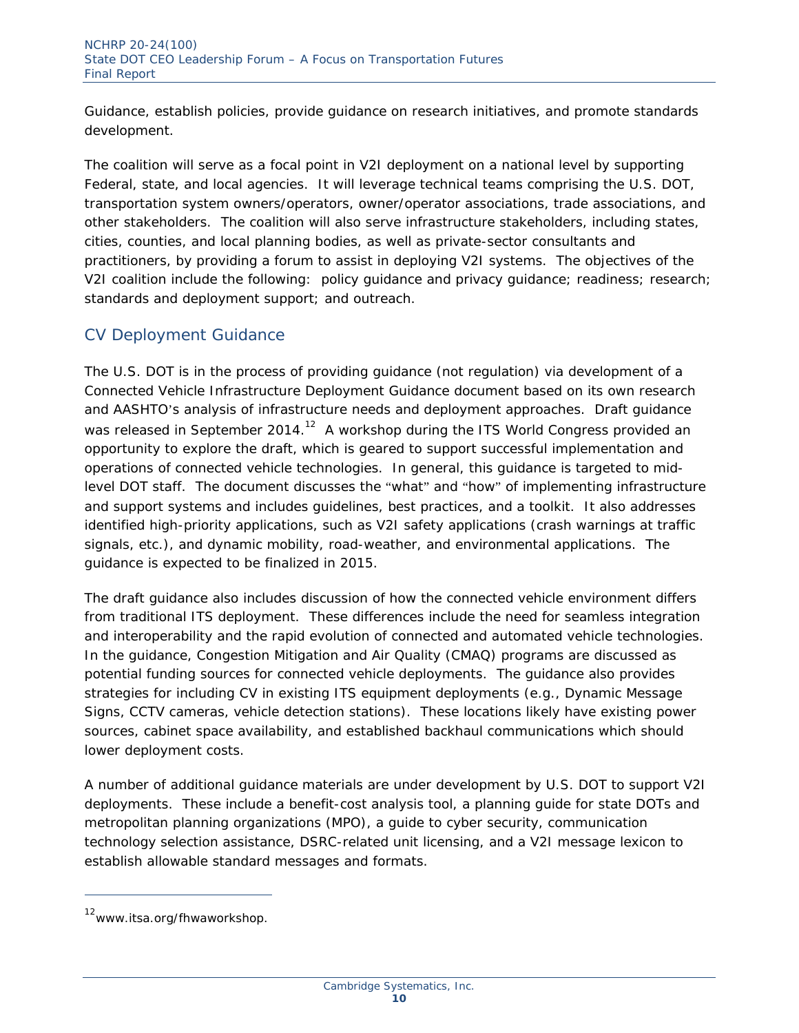Guidance, establish policies, provide guidance on research initiatives, and promote standards development.

The coalition will serve as a focal point in V2I deployment on a national level by supporting Federal, state, and local agencies. It will leverage technical teams comprising the U.S. DOT, transportation system owners/operators, owner/operator associations, trade associations, and other stakeholders. The coalition will also serve infrastructure stakeholders, including states, cities, counties, and local planning bodies, as well as private-sector consultants and practitioners, by providing a forum to assist in deploying V2I systems. The objectives of the V2I coalition include the following: policy guidance and privacy guidance; readiness; research; standards and deployment support; and outreach.

## CV Deployment Guidance

The U.S. DOT is in the process of providing guidance (not regulation) via development of a Connected Vehicle Infrastructure Deployment Guidance document based on its own research and AASHTO's analysis of infrastructure needs and deployment approaches. Draft guidance was released in September 2014.[12] A workshop during the ITS World Congress provided an opportunity to explore the draft, which is geared to support successful implementation and operations of connected vehicle technologies. In general, this guidance is targeted to mid-level DOT staff. The document discusses the "what" and "how" of implementing infrastructure and support systems and includes guidelines, best practices, and a toolkit. It also addresses identified high-priority applications, such as V2I safety applications (crash warnings at traffic signals, etc.), and dynamic mobility, road-weather, and environmental applications. The guidance is expected to be finalized in 2015.

The draft guidance also includes discussion of how the connected vehicle environment differs from traditional ITS deployment. These differences include the need for seamless integration and interoperability and the rapid evolution of connected and automated vehicle technologies. In the guidance, Congestion Mitigation and Air Quality (CMAQ) programs are discussed as potential funding sources for connected vehicle deployments. The guidance also provides strategies for including CV in existing ITS equipment deployments (e.g., Dynamic Message Signs, CCTV cameras, vehicle detection stations). These locations likely have existing power sources, cabinet space availability, and established backhaul communications which should lower deployment costs.

A number of additional guidance materials are under development by U.S. DOT to support V2I deployments. These include a benefit-cost analysis tool, a planning guide for state DOTs and metropolitan planning organizations (MPO), a guide to cyber security, communication technology selection assistance, DSRC-related unit licensing, and a V2I message lexicon to establish allowable standard messages and formats.

---

[12] www.itsa.org/fhwaworkshop.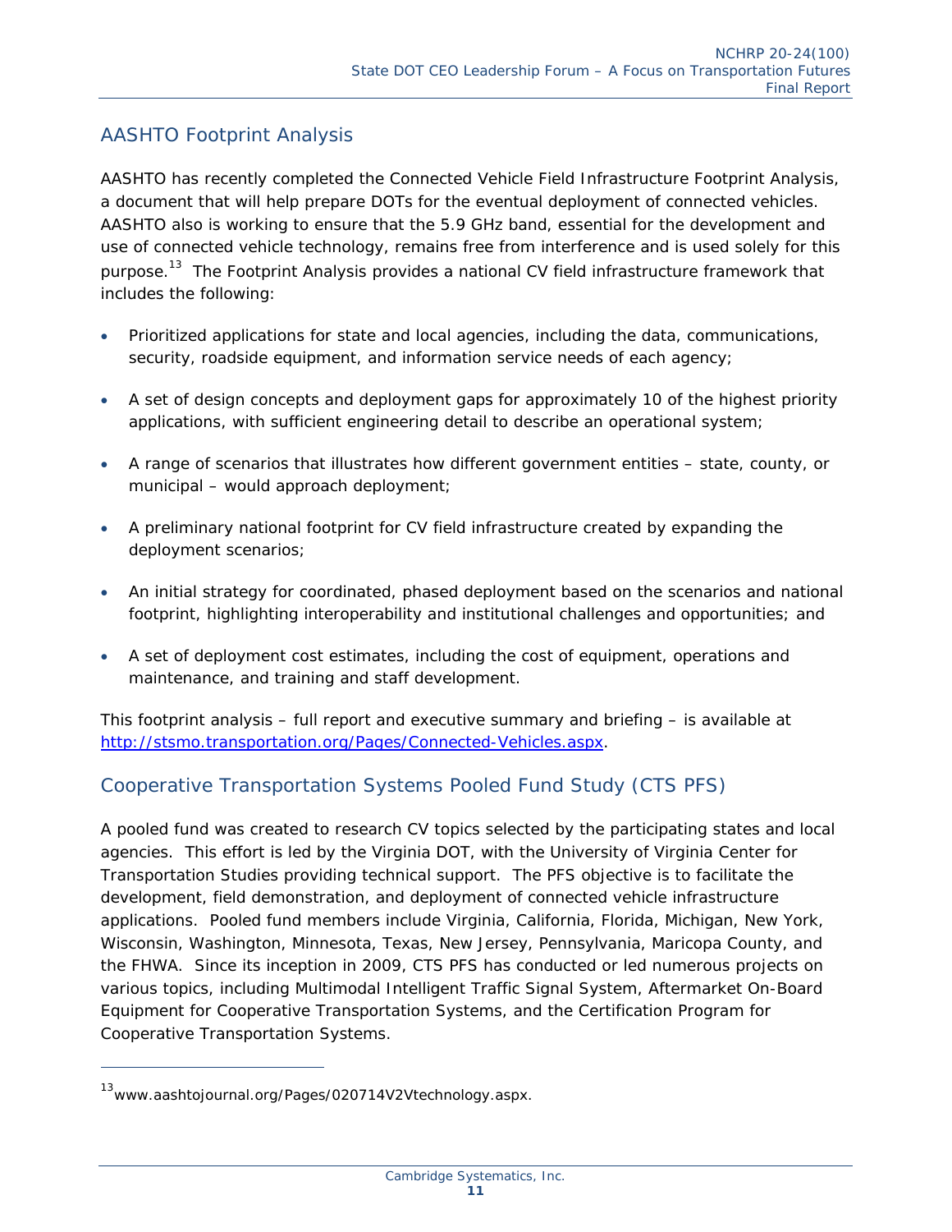## AASHTO Footprint Analysis

AASHTO has recently completed the Connected Vehicle Field Infrastructure Footprint Analysis, a document that will help prepare DOTs for the eventual deployment of connected vehicles. AASHTO also is working to ensure that the 5.9 GHz band, essential for the development and use of connected vehicle technology, remains free from interference and is used solely for this purpose.[13] The Footprint Analysis provides a national CV field infrastructure framework that includes the following:

- Prioritized applications for state and local agencies, including the data, communications, security, roadside equipment, and information service needs of each agency;
- A set of design concepts and deployment gaps for approximately 10 of the highest priority applications, with sufficient engineering detail to describe an operational system;
- A range of scenarios that illustrates how different government entities – state, county, or municipal – would approach deployment;
- A preliminary national footprint for CV field infrastructure created by expanding the deployment scenarios;
- An initial strategy for coordinated, phased deployment based on the scenarios and national footprint, highlighting interoperability and institutional challenges and opportunities; and
- A set of deployment cost estimates, including the cost of equipment, operations and maintenance, and training and staff development.

This footprint analysis – full report and executive summary and briefing – is available at http://stsmo.transportation.org/Pages/Connected-Vehicles.aspx.

## Cooperative Transportation Systems Pooled Fund Study (CTS PFS)

A pooled fund was created to research CV topics selected by the participating states and local agencies. This effort is led by the Virginia DOT, with the University of Virginia Center for Transportation Studies providing technical support. The PFS objective is to facilitate the development, field demonstration, and deployment of connected vehicle infrastructure applications. Pooled fund members include Virginia, California, Florida, Michigan, New York, Wisconsin, Washington, Minnesota, Texas, New Jersey, Pennsylvania, Maricopa County, and the FHWA. Since its inception in 2009, CTS PFS has conducted or led numerous projects on various topics, including Multimodal Intelligent Traffic Signal System, Aftermarket On-Board Equipment for Cooperative Transportation Systems, and the Certification Program for Cooperative Transportation Systems.

---

[13] www.aashtojournal.org/Pages/020714V2Vtechnology.aspx.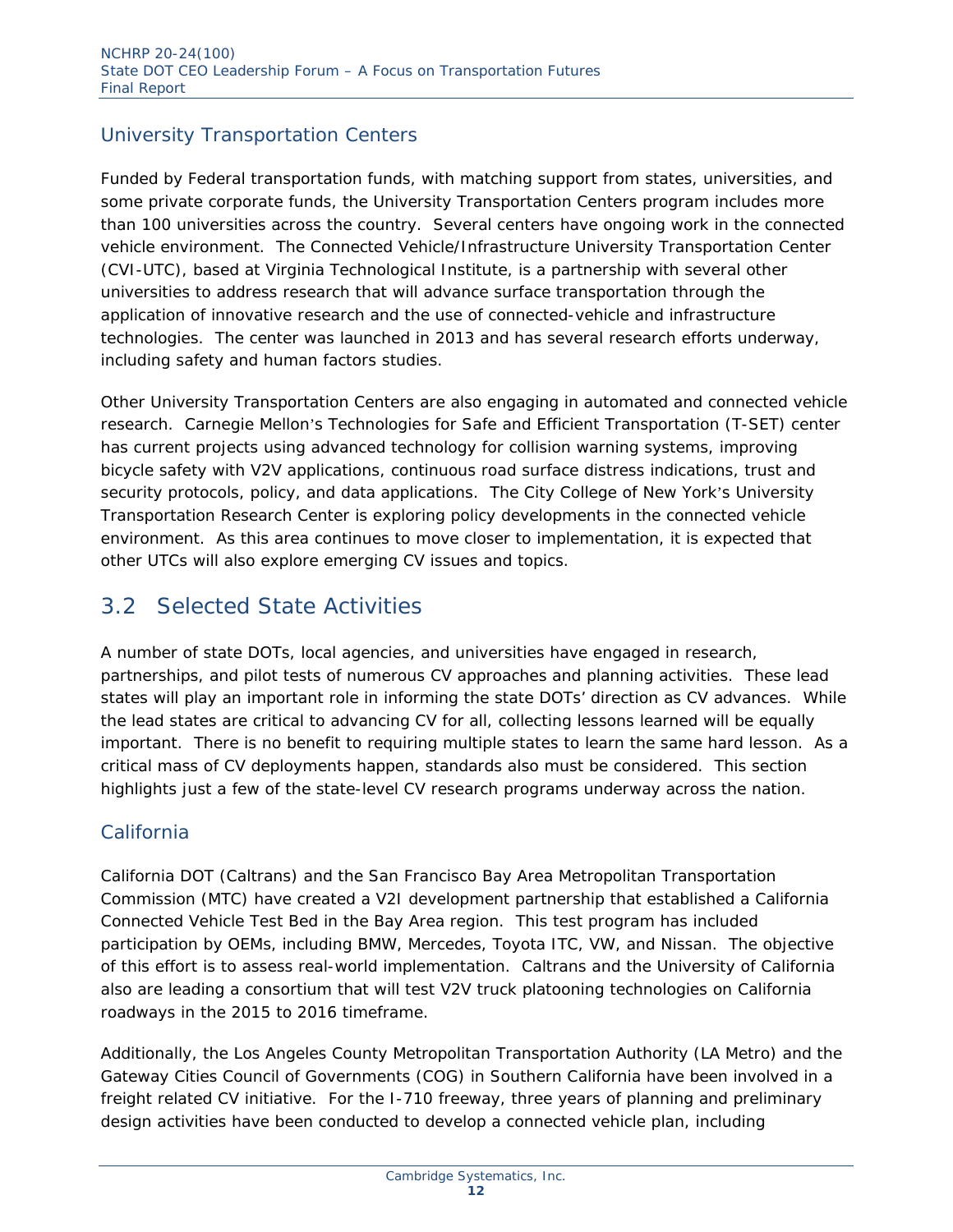### University Transportation Centers

Funded by Federal transportation funds, with matching support from states, universities, and some private corporate funds, the University Transportation Centers program includes more than 100 universities across the country. Several centers have ongoing work in the connected vehicle environment. The Connected Vehicle/Infrastructure University Transportation Center (CVI-UTC), based at Virginia Technological Institute, is a partnership with several other universities to address research that will advance surface transportation through the application of innovative research and the use of connected-vehicle and infrastructure technologies. The center was launched in 2013 and has several research efforts underway, including safety and human factors studies.

Other University Transportation Centers are also engaging in automated and connected vehicle research. Carnegie Mellon's Technologies for Safe and Efficient Transportation (T-SET) center has current projects using advanced technology for collision warning systems, improving bicycle safety with V2V applications, continuous road surface distress indications, trust and security protocols, policy, and data applications. The City College of New York's University Transportation Research Center is exploring policy developments in the connected vehicle environment. As this area continues to move closer to implementation, it is expected that other UTCs will also explore emerging CV issues and topics.

## 3.2 Selected State Activities

A number of state DOTs, local agencies, and universities have engaged in research, partnerships, and pilot tests of numerous CV approaches and planning activities. These lead states will play an important role in informing the state DOTs' direction as CV advances. While the lead states are critical to advancing CV for all, collecting lessons learned will be equally important. There is no benefit to requiring multiple states to learn the same hard lesson. As a critical mass of CV deployments happen, standards also must be considered. This section highlights just a few of the state-level CV research programs underway across the nation.

### California

California DOT (Caltrans) and the San Francisco Bay Area Metropolitan Transportation Commission (MTC) have created a V2I development partnership that established a California Connected Vehicle Test Bed in the Bay Area region. This test program has included participation by OEMs, including BMW, Mercedes, Toyota ITC, VW, and Nissan. The objective of this effort is to assess real-world implementation. Caltrans and the University of California also are leading a consortium that will test V2V truck platooning technologies on California roadways in the 2015 to 2016 timeframe.

Additionally, the Los Angeles County Metropolitan Transportation Authority (LA Metro) and the Gateway Cities Council of Governments (COG) in Southern California have been involved in a freight related CV initiative. For the I-710 freeway, three years of planning and preliminary design activities have been conducted to develop a connected vehicle plan, including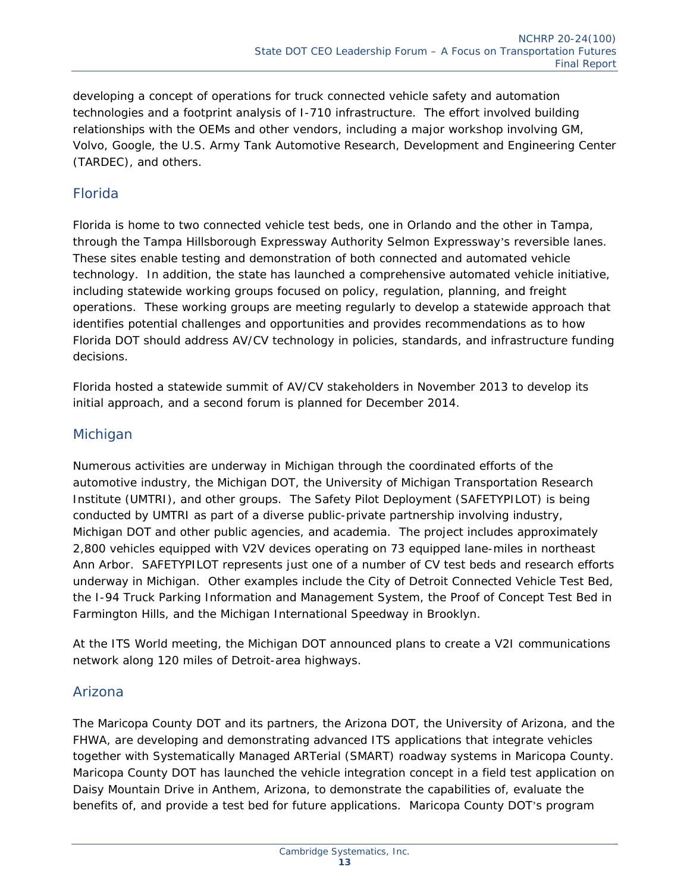developing a concept of operations for truck connected vehicle safety and automation technologies and a footprint analysis of I-710 infrastructure. The effort involved building relationships with the OEMs and other vendors, including a major workshop involving GM, Volvo, Google, the U.S. Army Tank Automotive Research, Development and Engineering Center (TARDEC), and others.

## Florida

Florida is home to two connected vehicle test beds, one in Orlando and the other in Tampa, through the Tampa Hillsborough Expressway Authority Selmon Expressway's reversible lanes. These sites enable testing and demonstration of both connected and automated vehicle technology. In addition, the state has launched a comprehensive automated vehicle initiative, including statewide working groups focused on policy, regulation, planning, and freight operations. These working groups are meeting regularly to develop a statewide approach that identifies potential challenges and opportunities and provides recommendations as to how Florida DOT should address AV/CV technology in policies, standards, and infrastructure funding decisions.

Florida hosted a statewide summit of AV/CV stakeholders in November 2013 to develop its initial approach, and a second forum is planned for December 2014.

## Michigan

Numerous activities are underway in Michigan through the coordinated efforts of the automotive industry, the Michigan DOT, the University of Michigan Transportation Research Institute (UMTRI), and other groups. The Safety Pilot Deployment (SAFETYPILOT) is being conducted by UMTRI as part of a diverse public-private partnership involving industry, Michigan DOT and other public agencies, and academia. The project includes approximately 2,800 vehicles equipped with V2V devices operating on 73 equipped lane-miles in northeast Ann Arbor. SAFETYPILOT represents just one of a number of CV test beds and research efforts underway in Michigan. Other examples include the City of Detroit Connected Vehicle Test Bed, the I-94 Truck Parking Information and Management System, the Proof of Concept Test Bed in Farmington Hills, and the Michigan International Speedway in Brooklyn.

At the ITS World meeting, the Michigan DOT announced plans to create a V2I communications network along 120 miles of Detroit-area highways.

## Arizona

The Maricopa County DOT and its partners, the Arizona DOT, the University of Arizona, and the FHWA, are developing and demonstrating advanced ITS applications that integrate vehicles together with Systematically Managed ARTerial (SMART) roadway systems in Maricopa County. Maricopa County DOT has launched the vehicle integration concept in a field test application on Daisy Mountain Drive in Anthem, Arizona, to demonstrate the capabilities of, evaluate the benefits of, and provide a test bed for future applications. Maricopa County DOT's program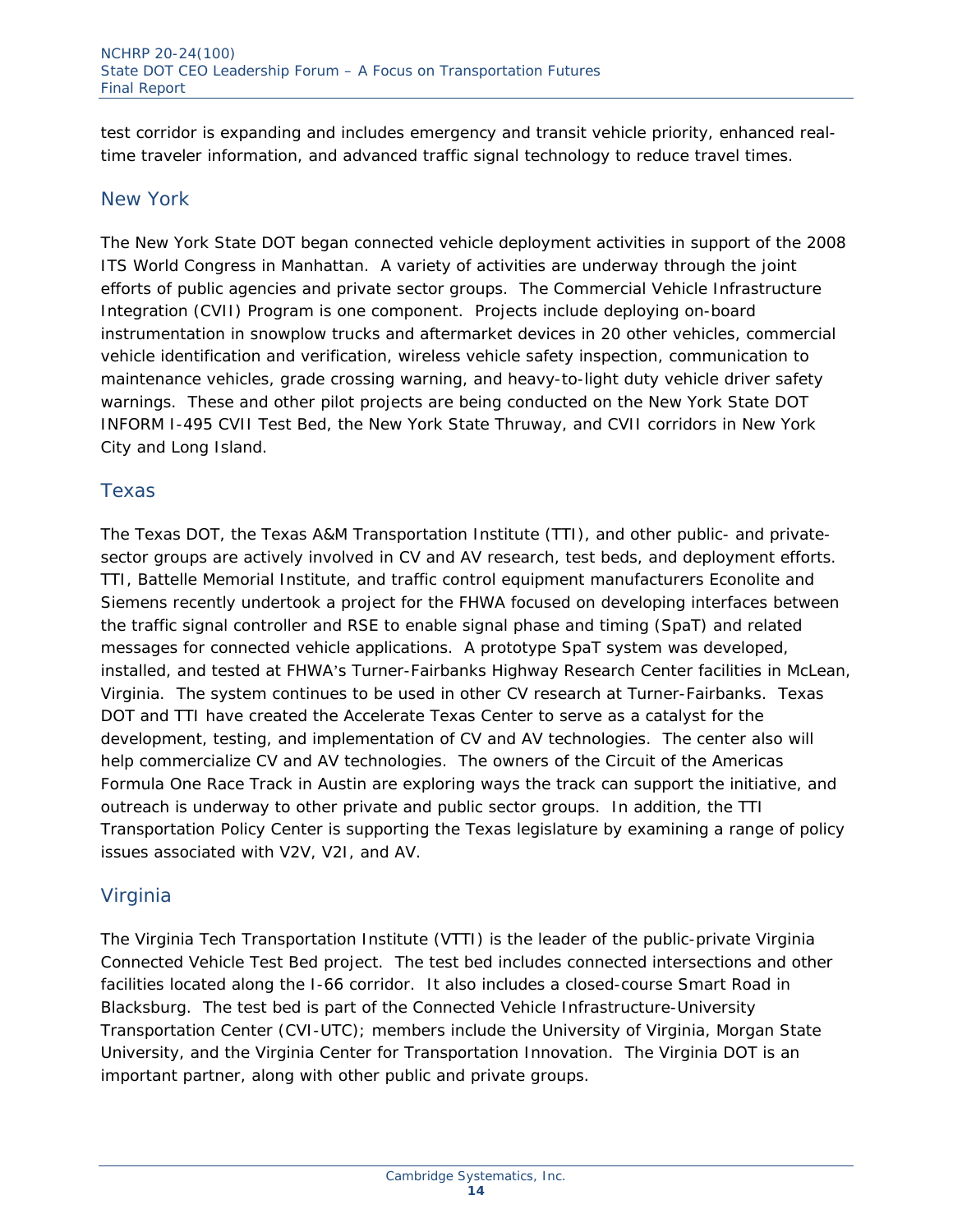test corridor is expanding and includes emergency and transit vehicle priority, enhanced real-time traveler information, and advanced traffic signal technology to reduce travel times.

## New York

The New York State DOT began connected vehicle deployment activities in support of the 2008 ITS World Congress in Manhattan. A variety of activities are underway through the joint efforts of public agencies and private sector groups. The Commercial Vehicle Infrastructure Integration (CVII) Program is one component. Projects include deploying on-board instrumentation in snowplow trucks and aftermarket devices in 20 other vehicles, commercial vehicle identification and verification, wireless vehicle safety inspection, communication to maintenance vehicles, grade crossing warning, and heavy-to-light duty vehicle driver safety warnings. These and other pilot projects are being conducted on the New York State DOT INFORM I-495 CVII Test Bed, the New York State Thruway, and CVII corridors in New York City and Long Island.

## Texas

The Texas DOT, the Texas A&M Transportation Institute (TTI), and other public- and private-sector groups are actively involved in CV and AV research, test beds, and deployment efforts. TTI, Battelle Memorial Institute, and traffic control equipment manufacturers Econolite and Siemens recently undertook a project for the FHWA focused on developing interfaces between the traffic signal controller and RSE to enable signal phase and timing (SpaT) and related messages for connected vehicle applications. A prototype SpaT system was developed, installed, and tested at FHWA's Turner-Fairbanks Highway Research Center facilities in McLean, Virginia. The system continues to be used in other CV research at Turner-Fairbanks. Texas DOT and TTI have created the Accelerate Texas Center to serve as a catalyst for the development, testing, and implementation of CV and AV technologies. The center also will help commercialize CV and AV technologies. The owners of the Circuit of the Americas Formula One Race Track in Austin are exploring ways the track can support the initiative, and outreach is underway to other private and public sector groups. In addition, the TTI Transportation Policy Center is supporting the Texas legislature by examining a range of policy issues associated with V2V, V2I, and AV.

## Virginia

The Virginia Tech Transportation Institute (VTTI) is the leader of the public-private Virginia Connected Vehicle Test Bed project. The test bed includes connected intersections and other facilities located along the I-66 corridor. It also includes a closed-course Smart Road in Blacksburg. The test bed is part of the Connected Vehicle Infrastructure-University Transportation Center (CVI-UTC); members include the University of Virginia, Morgan State University, and the Virginia Center for Transportation Innovation. The Virginia DOT is an important partner, along with other public and private groups.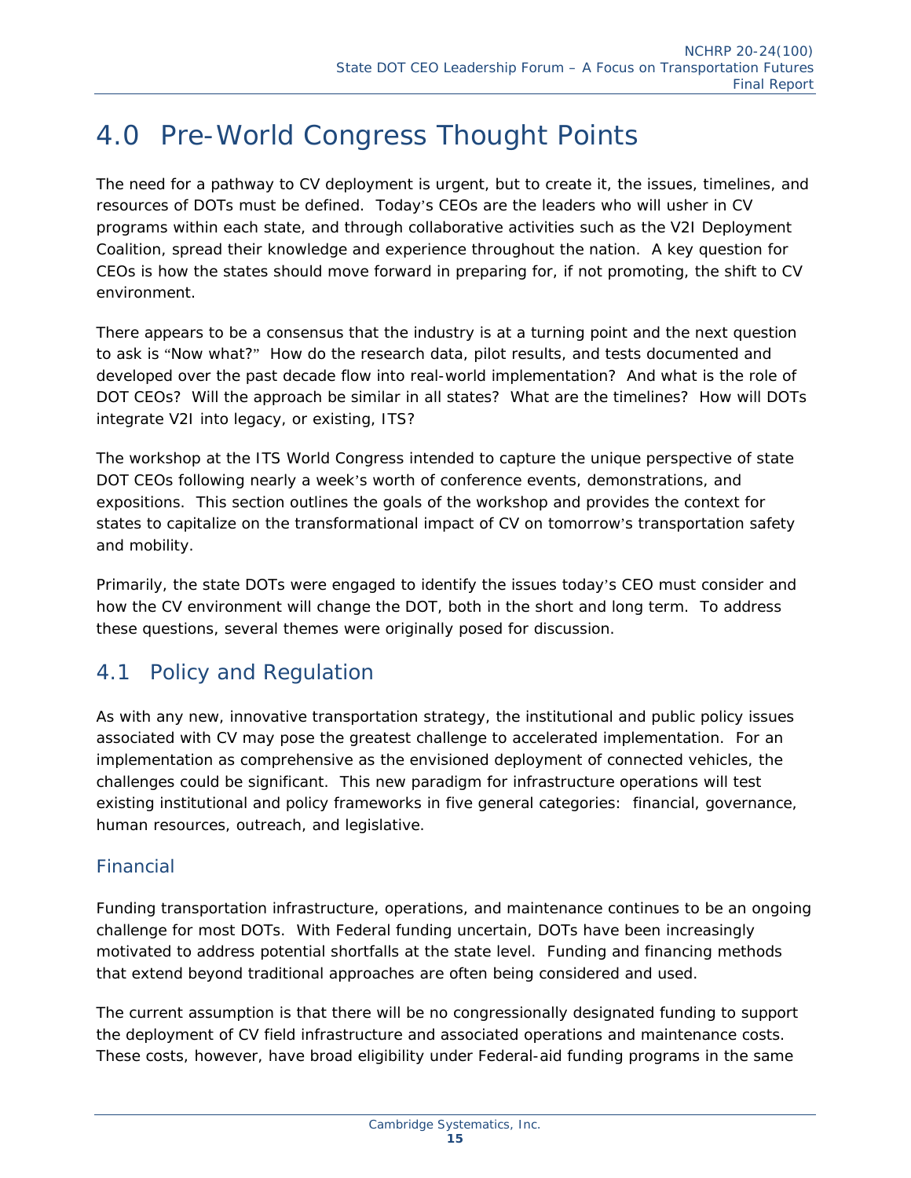# 4.0 Pre-World Congress Thought Points

The need for a pathway to CV deployment is urgent, but to create it, the issues, timelines, and resources of DOTs must be defined. Today's CEOs are the leaders who will usher in CV programs within each state, and through collaborative activities such as the V2I Deployment Coalition, spread their knowledge and experience throughout the nation. A key question for CEOs is how the states should move forward in preparing for, if not promoting, the shift to CV environment.

There appears to be a consensus that the industry is at a turning point and the next question to ask is "Now what?" How do the research data, pilot results, and tests documented and developed over the past decade flow into real-world implementation? And what is the role of DOT CEOs? Will the approach be similar in all states? What are the timelines? How will DOTs integrate V2I into legacy, or existing, ITS?

The workshop at the ITS World Congress intended to capture the unique perspective of state DOT CEOs following nearly a week's worth of conference events, demonstrations, and expositions. This section outlines the goals of the workshop and provides the context for states to capitalize on the transformational impact of CV on tomorrow's transportation safety and mobility.

Primarily, the state DOTs were engaged to identify the issues today's CEO must consider and how the CV environment will change the DOT, both in the short and long term. To address these questions, several themes were originally posed for discussion.

## 4.1 Policy and Regulation

As with any new, innovative transportation strategy, the institutional and public policy issues associated with CV may pose the greatest challenge to accelerated implementation. For an implementation as comprehensive as the envisioned deployment of connected vehicles, the challenges could be significant. This new paradigm for infrastructure operations will test existing institutional and policy frameworks in five general categories: financial, governance, human resources, outreach, and legislative.

### Financial

Funding transportation infrastructure, operations, and maintenance continues to be an ongoing challenge for most DOTs. With Federal funding uncertain, DOTs have been increasingly motivated to address potential shortfalls at the state level. Funding and financing methods that extend beyond traditional approaches are often being considered and used.

The current assumption is that there will be no congressionally designated funding to support the deployment of CV field infrastructure and associated operations and maintenance costs. These costs, however, have broad eligibility under Federal-aid funding programs in the same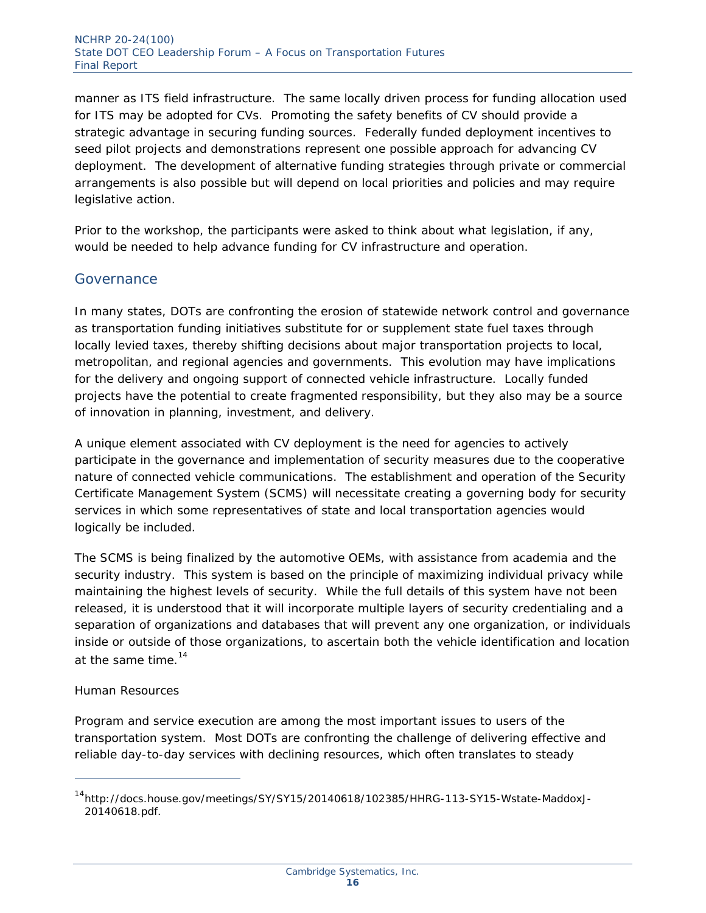manner as ITS field infrastructure. The same locally driven process for funding allocation used for ITS may be adopted for CVs. Promoting the safety benefits of CV should provide a strategic advantage in securing funding sources. Federally funded deployment incentives to seed pilot projects and demonstrations represent one possible approach for advancing CV deployment. The development of alternative funding strategies through private or commercial arrangements is also possible but will depend on local priorities and policies and may require legislative action.

Prior to the workshop, the participants were asked to think about what legislation, if any, would be needed to help advance funding for CV infrastructure and operation.

## Governance

In many states, DOTs are confronting the erosion of statewide network control and governance as transportation funding initiatives substitute for or supplement state fuel taxes through locally levied taxes, thereby shifting decisions about major transportation projects to local, metropolitan, and regional agencies and governments. This evolution may have implications for the delivery and ongoing support of connected vehicle infrastructure. Locally funded projects have the potential to create fragmented responsibility, but they also may be a source of innovation in planning, investment, and delivery.

A unique element associated with CV deployment is the need for agencies to actively participate in the governance and implementation of security measures due to the cooperative nature of connected vehicle communications. The establishment and operation of the Security Certificate Management System (SCMS) will necessitate creating a governing body for security services in which some representatives of state and local transportation agencies would logically be included.

The SCMS is being finalized by the automotive OEMs, with assistance from academia and the security industry. This system is based on the principle of maximizing individual privacy while maintaining the highest levels of security. While the full details of this system have not been released, it is understood that it will incorporate multiple layers of security credentialing and a separation of organizations and databases that will prevent any one organization, or individuals inside or outside of those organizations, to ascertain both the vehicle identification and location at the same time.[14]

Human Resources

Program and service execution are among the most important issues to users of the transportation system. Most DOTs are confronting the challenge of delivering effective and reliable day-to-day services with declining resources, which often translates to steady

[14] http://docs.house.gov/meetings/SY/SY15/20140618/102385/HHRG-113-SY15-Wstate-MaddoxJ-20140618.pdf.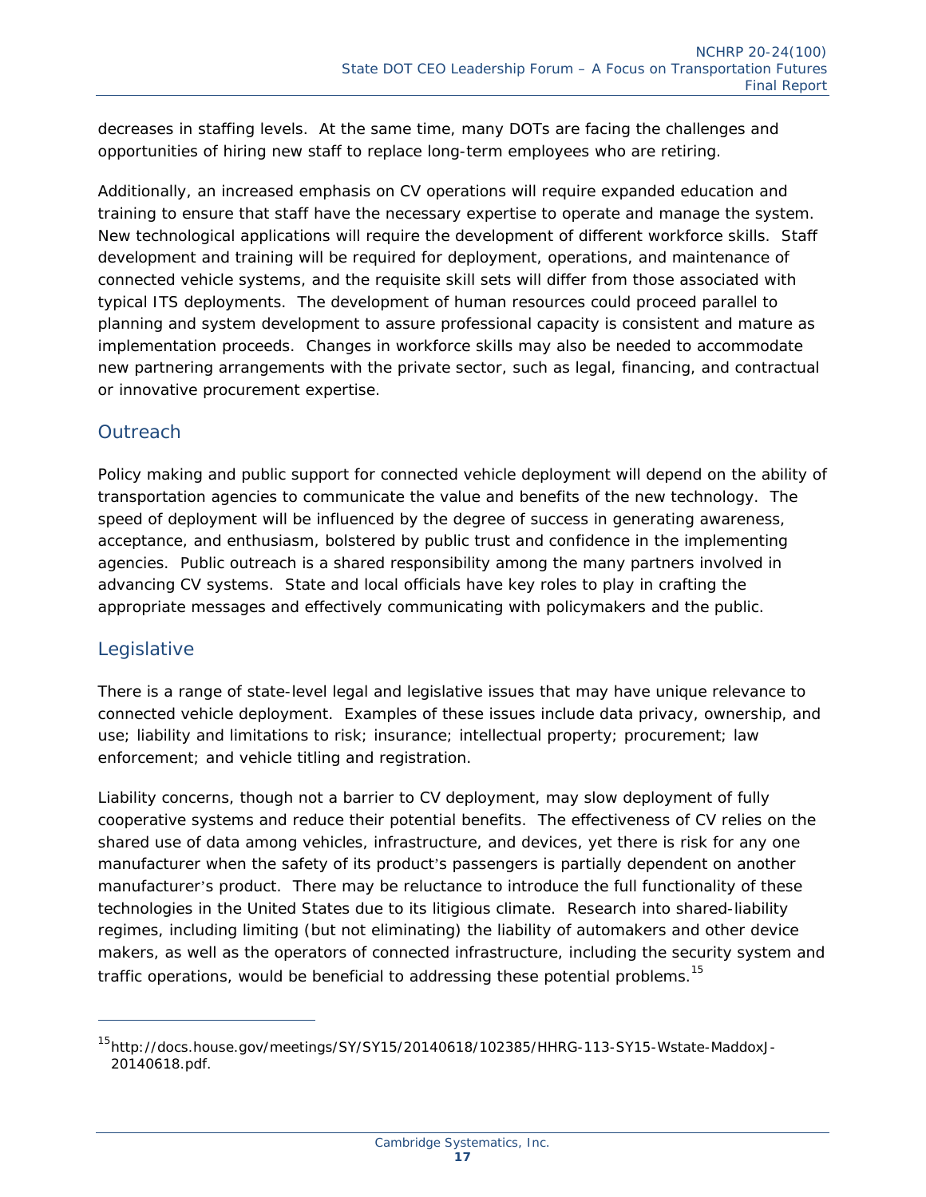decreases in staffing levels. At the same time, many DOTs are facing the challenges and opportunities of hiring new staff to replace long-term employees who are retiring.

Additionally, an increased emphasis on CV operations will require expanded education and training to ensure that staff have the necessary expertise to operate and manage the system. New technological applications will require the development of different workforce skills. Staff development and training will be required for deployment, operations, and maintenance of connected vehicle systems, and the requisite skill sets will differ from those associated with typical ITS deployments. The development of human resources could proceed parallel to planning and system development to assure professional capacity is consistent and mature as implementation proceeds. Changes in workforce skills may also be needed to accommodate new partnering arrangements with the private sector, such as legal, financing, and contractual or innovative procurement expertise.

## Outreach

Policy making and public support for connected vehicle deployment will depend on the ability of transportation agencies to communicate the value and benefits of the new technology. The speed of deployment will be influenced by the degree of success in generating awareness, acceptance, and enthusiasm, bolstered by public trust and confidence in the implementing agencies. Public outreach is a shared responsibility among the many partners involved in advancing CV systems. State and local officials have key roles to play in crafting the appropriate messages and effectively communicating with policymakers and the public.

## Legislative

There is a range of state-level legal and legislative issues that may have unique relevance to connected vehicle deployment. Examples of these issues include data privacy, ownership, and use; liability and limitations to risk; insurance; intellectual property; procurement; law enforcement; and vehicle titling and registration.

Liability concerns, though not a barrier to CV deployment, may slow deployment of fully cooperative systems and reduce their potential benefits. The effectiveness of CV relies on the shared use of data among vehicles, infrastructure, and devices, yet there is risk for any one manufacturer when the safety of its product's passengers is partially dependent on another manufacturer's product. There may be reluctance to introduce the full functionality of these technologies in the United States due to its litigious climate. Research into shared-liability regimes, including limiting (but not eliminating) the liability of automakers and other device makers, as well as the operators of connected infrastructure, including the security system and traffic operations, would be beneficial to addressing these potential problems.[15]

---

[15] http://docs.house.gov/meetings/SY/SY15/20140618/102385/HHRG-113-SY15-Wstate-MaddoxJ-20140618.pdf.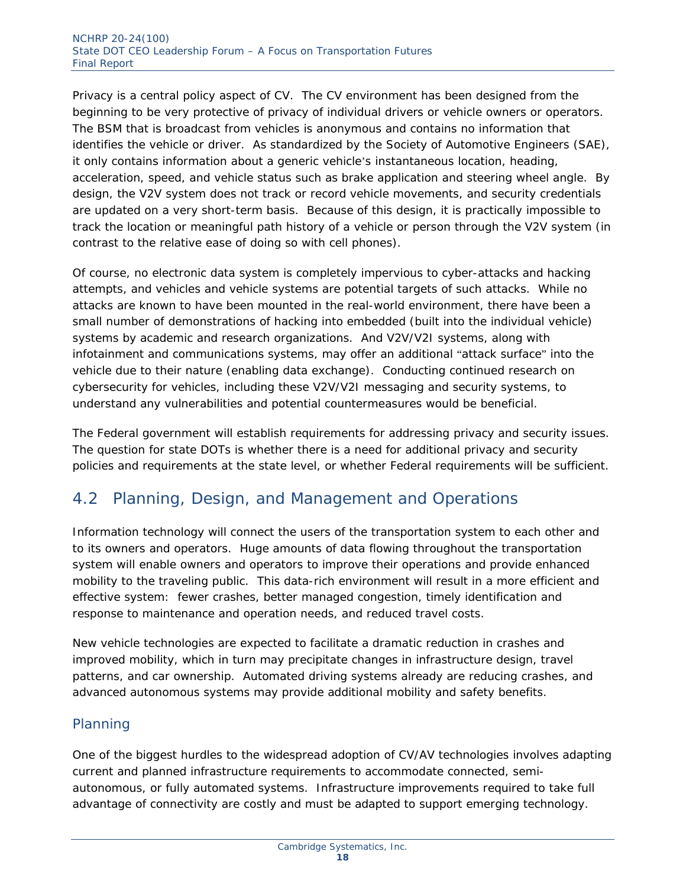Privacy is a central policy aspect of CV. The CV environment has been designed from the beginning to be very protective of privacy of individual drivers or vehicle owners or operators. The BSM that is broadcast from vehicles is anonymous and contains no information that identifies the vehicle or driver. As standardized by the Society of Automotive Engineers (SAE), it only contains information about a generic vehicle's instantaneous location, heading, acceleration, speed, and vehicle status such as brake application and steering wheel angle. By design, the V2V system does not track or record vehicle movements, and security credentials are updated on a very short-term basis. Because of this design, it is practically impossible to track the location or meaningful path history of a vehicle or person through the V2V system (in contrast to the relative ease of doing so with cell phones).

Of course, no electronic data system is completely impervious to cyber-attacks and hacking attempts, and vehicles and vehicle systems are potential targets of such attacks. While no attacks are known to have been mounted in the real-world environment, there have been a small number of demonstrations of hacking into embedded (built into the individual vehicle) systems by academic and research organizations. And V2V/V2I systems, along with infotainment and communications systems, may offer an additional "attack surface" into the vehicle due to their nature (enabling data exchange). Conducting continued research on cybersecurity for vehicles, including these V2V/V2I messaging and security systems, to understand any vulnerabilities and potential countermeasures would be beneficial.

The Federal government will establish requirements for addressing privacy and security issues. The question for state DOTs is whether there is a need for additional privacy and security policies and requirements at the state level, or whether Federal requirements will be sufficient.

## 4.2 Planning, Design, and Management and Operations

Information technology will connect the users of the transportation system to each other and to its owners and operators. Huge amounts of data flowing throughout the transportation system will enable owners and operators to improve their operations and provide enhanced mobility to the traveling public. This data-rich environment will result in a more efficient and effective system: fewer crashes, better managed congestion, timely identification and response to maintenance and operation needs, and reduced travel costs.

New vehicle technologies are expected to facilitate a dramatic reduction in crashes and improved mobility, which in turn may precipitate changes in infrastructure design, travel patterns, and car ownership. Automated driving systems already are reducing crashes, and advanced autonomous systems may provide additional mobility and safety benefits.

### Planning

One of the biggest hurdles to the widespread adoption of CV/AV technologies involves adapting current and planned infrastructure requirements to accommodate connected, semi-autonomous, or fully automated systems. Infrastructure improvements required to take full advantage of connectivity are costly and must be adapted to support emerging technology.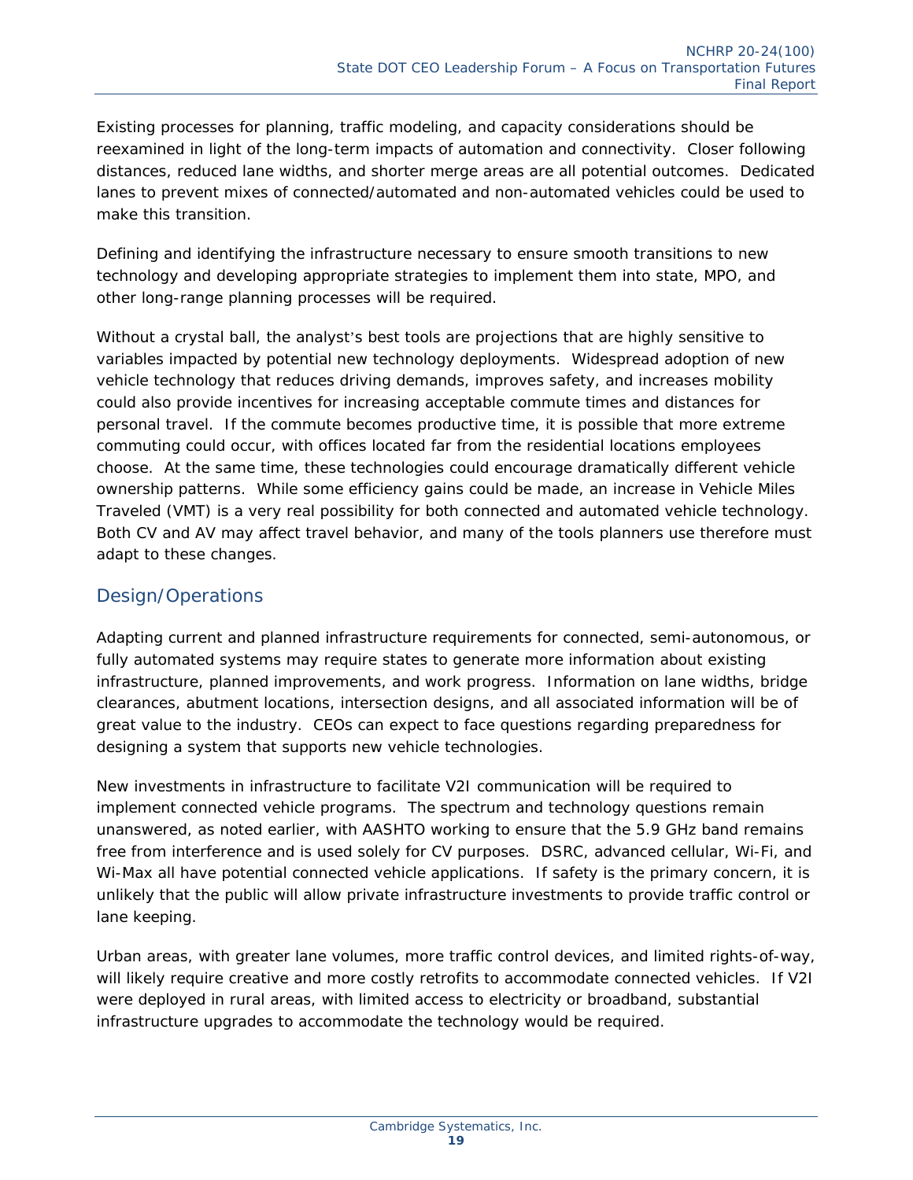Existing processes for planning, traffic modeling, and capacity considerations should be reexamined in light of the long-term impacts of automation and connectivity. Closer following distances, reduced lane widths, and shorter merge areas are all potential outcomes. Dedicated lanes to prevent mixes of connected/automated and non-automated vehicles could be used to make this transition.

Defining and identifying the infrastructure necessary to ensure smooth transitions to new technology and developing appropriate strategies to implement them into state, MPO, and other long-range planning processes will be required.

Without a crystal ball, the analyst's best tools are projections that are highly sensitive to variables impacted by potential new technology deployments. Widespread adoption of new vehicle technology that reduces driving demands, improves safety, and increases mobility could also provide incentives for increasing acceptable commute times and distances for personal travel. If the commute becomes productive time, it is possible that more extreme commuting could occur, with offices located far from the residential locations employees choose. At the same time, these technologies could encourage dramatically different vehicle ownership patterns. While some efficiency gains could be made, an increase in Vehicle Miles Traveled (VMT) is a very real possibility for both connected and automated vehicle technology. Both CV and AV may affect travel behavior, and many of the tools planners use therefore must adapt to these changes.

## Design/Operations

Adapting current and planned infrastructure requirements for connected, semi-autonomous, or fully automated systems may require states to generate more information about existing infrastructure, planned improvements, and work progress. Information on lane widths, bridge clearances, abutment locations, intersection designs, and all associated information will be of great value to the industry. CEOs can expect to face questions regarding preparedness for designing a system that supports new vehicle technologies.

New investments in infrastructure to facilitate V2I communication will be required to implement connected vehicle programs. The spectrum and technology questions remain unanswered, as noted earlier, with AASHTO working to ensure that the 5.9 GHz band remains free from interference and is used solely for CV purposes. DSRC, advanced cellular, Wi-Fi, and Wi-Max all have potential connected vehicle applications. If safety is the primary concern, it is unlikely that the public will allow private infrastructure investments to provide traffic control or lane keeping.

Urban areas, with greater lane volumes, more traffic control devices, and limited rights-of-way, will likely require creative and more costly retrofits to accommodate connected vehicles. If V2I were deployed in rural areas, with limited access to electricity or broadband, substantial infrastructure upgrades to accommodate the technology would be required.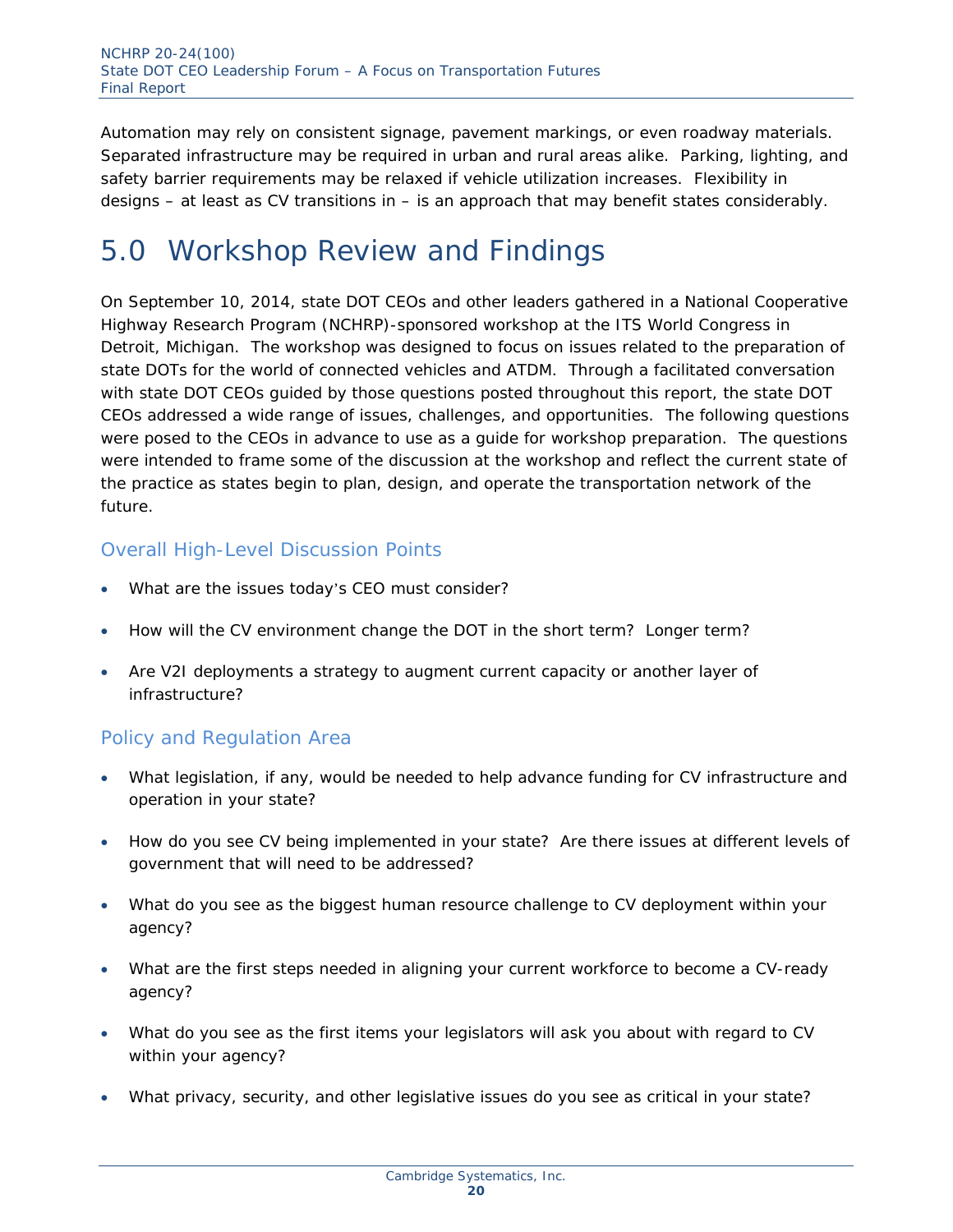Automation may rely on consistent signage, pavement markings, or even roadway materials. Separated infrastructure may be required in urban and rural areas alike. Parking, lighting, and safety barrier requirements may be relaxed if vehicle utilization increases. Flexibility in designs – at least as CV transitions in – is an approach that may benefit states considerably.

# 5.0 Workshop Review and Findings

On September 10, 2014, state DOT CEOs and other leaders gathered in a National Cooperative Highway Research Program (NCHRP)-sponsored workshop at the ITS World Congress in Detroit, Michigan. The workshop was designed to focus on issues related to the preparation of state DOTs for the world of connected vehicles and ATDM. Through a facilitated conversation with state DOT CEOs guided by those questions posted throughout this report, the state DOT CEOs addressed a wide range of issues, challenges, and opportunities. The following questions were posed to the CEOs in advance to use as a guide for workshop preparation. The questions were intended to frame some of the discussion at the workshop and reflect the current state of the practice as states begin to plan, design, and operate the transportation network of the future.

## Overall High-Level Discussion Points

- What are the issues today's CEO must consider?
- How will the CV environment change the DOT in the short term? Longer term?
- Are V2I deployments a strategy to augment current capacity or another layer of infrastructure?

## Policy and Regulation Area

- What legislation, if any, would be needed to help advance funding for CV infrastructure and operation in your state?
- How do you see CV being implemented in your state? Are there issues at different levels of government that will need to be addressed?
- What do you see as the biggest human resource challenge to CV deployment within your agency?
- What are the first steps needed in aligning your current workforce to become a CV-ready agency?
- What do you see as the first items your legislators will ask you about with regard to CV within your agency?
- What privacy, security, and other legislative issues do you see as critical in your state?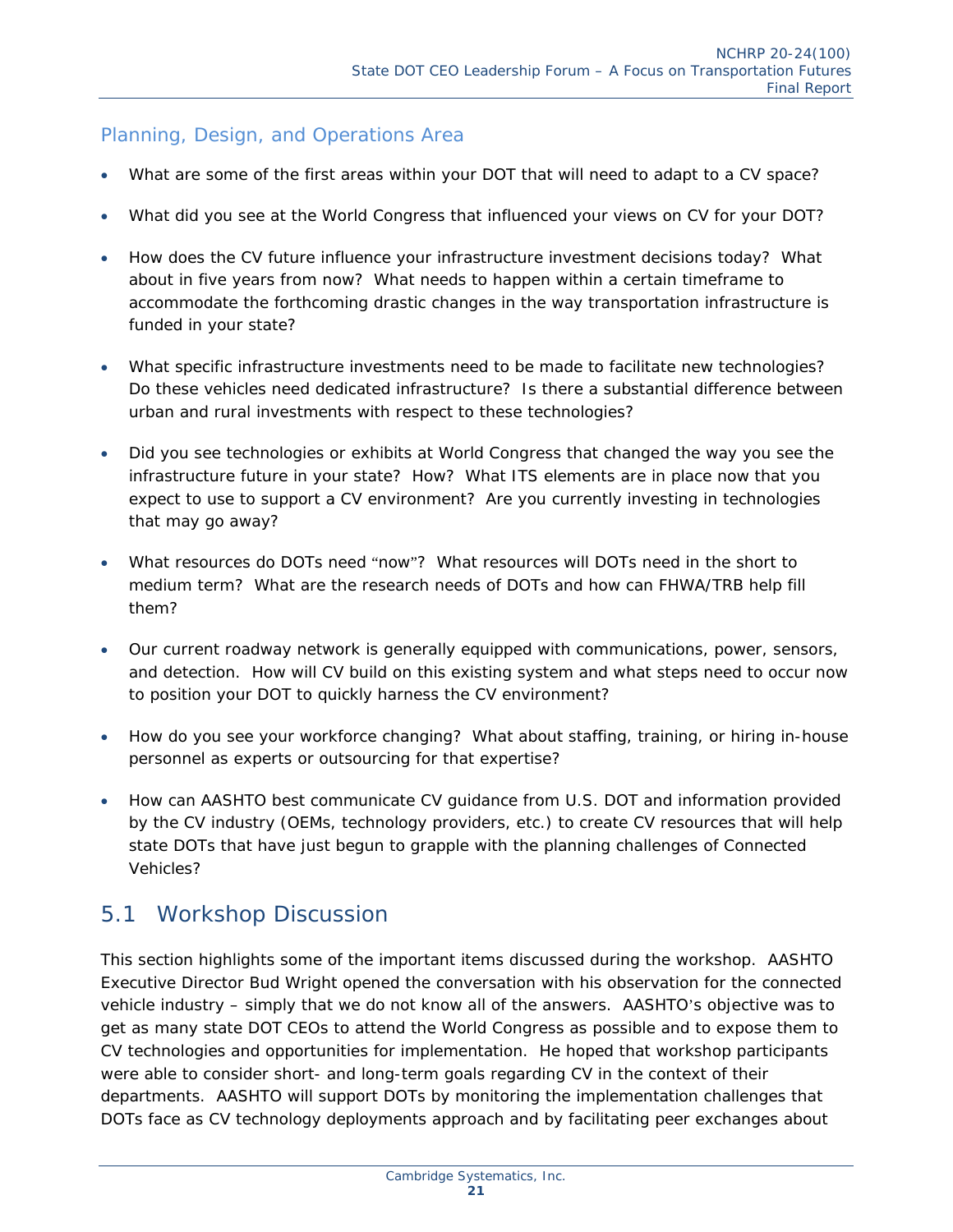### Planning, Design, and Operations Area

- What are some of the first areas within your DOT that will need to adapt to a CV space?
- What did you see at the World Congress that influenced your views on CV for your DOT?
- How does the CV future influence your infrastructure investment decisions today? What about in five years from now? What needs to happen within a certain timeframe to accommodate the forthcoming drastic changes in the way transportation infrastructure is funded in your state?
- What specific infrastructure investments need to be made to facilitate new technologies? Do these vehicles need dedicated infrastructure? Is there a substantial difference between urban and rural investments with respect to these technologies?
- Did you see technologies or exhibits at World Congress that changed the way you see the infrastructure future in your state? How? What ITS elements are in place now that you expect to use to support a CV environment? Are you currently investing in technologies that may go away?
- What resources do DOTs need "now"? What resources will DOTs need in the short to medium term? What are the research needs of DOTs and how can FHWA/TRB help fill them?
- Our current roadway network is generally equipped with communications, power, sensors, and detection. How will CV build on this existing system and what steps need to occur now to position your DOT to quickly harness the CV environment?
- How do you see your workforce changing? What about staffing, training, or hiring in-house personnel as experts or outsourcing for that expertise?
- How can AASHTO best communicate CV guidance from U.S. DOT and information provided by the CV industry (OEMs, technology providers, etc.) to create CV resources that will help state DOTs that have just begun to grapple with the planning challenges of Connected Vehicles?

## 5.1 Workshop Discussion

This section highlights some of the important items discussed during the workshop. AASHTO Executive Director Bud Wright opened the conversation with his observation for the connected vehicle industry – simply that we do not know all of the answers. AASHTO's objective was to get as many state DOT CEOs to attend the World Congress as possible and to expose them to CV technologies and opportunities for implementation. He hoped that workshop participants were able to consider short- and long-term goals regarding CV in the context of their departments. AASHTO will support DOTs by monitoring the implementation challenges that DOTs face as CV technology deployments approach and by facilitating peer exchanges about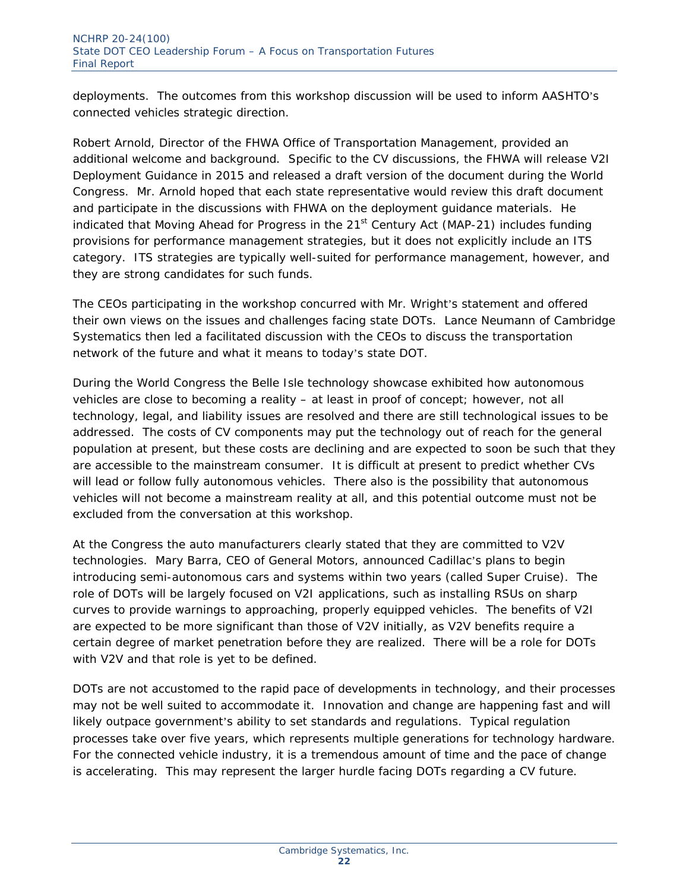deployments. The outcomes from this workshop discussion will be used to inform AASHTO's connected vehicles strategic direction.

Robert Arnold, Director of the FHWA Office of Transportation Management, provided an additional welcome and background. Specific to the CV discussions, the FHWA will release V2I Deployment Guidance in 2015 and released a draft version of the document during the World Congress. Mr. Arnold hoped that each state representative would review this draft document and participate in the discussions with FHWA on the deployment guidance materials. He indicated that Moving Ahead for Progress in the 21st Century Act (MAP-21) includes funding provisions for performance management strategies, but it does not explicitly include an ITS category. ITS strategies are typically well-suited for performance management, however, and they are strong candidates for such funds.

The CEOs participating in the workshop concurred with Mr. Wright's statement and offered their own views on the issues and challenges facing state DOTs. Lance Neumann of Cambridge Systematics then led a facilitated discussion with the CEOs to discuss the transportation network of the future and what it means to today's state DOT.

During the World Congress the Belle Isle technology showcase exhibited how autonomous vehicles are close to becoming a reality – at least in proof of concept; however, not all technology, legal, and liability issues are resolved and there are still technological issues to be addressed. The costs of CV components may put the technology out of reach for the general population at present, but these costs are declining and are expected to soon be such that they are accessible to the mainstream consumer. It is difficult at present to predict whether CVs will lead or follow fully autonomous vehicles. There also is the possibility that autonomous vehicles will not become a mainstream reality at all, and this potential outcome must not be excluded from the conversation at this workshop.

At the Congress the auto manufacturers clearly stated that they are committed to V2V technologies. Mary Barra, CEO of General Motors, announced Cadillac's plans to begin introducing semi-autonomous cars and systems within two years (called Super Cruise). The role of DOTs will be largely focused on V2I applications, such as installing RSUs on sharp curves to provide warnings to approaching, properly equipped vehicles. The benefits of V2I are expected to be more significant than those of V2V initially, as V2V benefits require a certain degree of market penetration before they are realized. There will be a role for DOTs with V2V and that role is yet to be defined.

DOTs are not accustomed to the rapid pace of developments in technology, and their processes may not be well suited to accommodate it. Innovation and change are happening fast and will likely outpace government's ability to set standards and regulations. Typical regulation processes take over five years, which represents multiple generations for technology hardware. For the connected vehicle industry, it is a tremendous amount of time and the pace of change is accelerating. This may represent the larger hurdle facing DOTs regarding a CV future.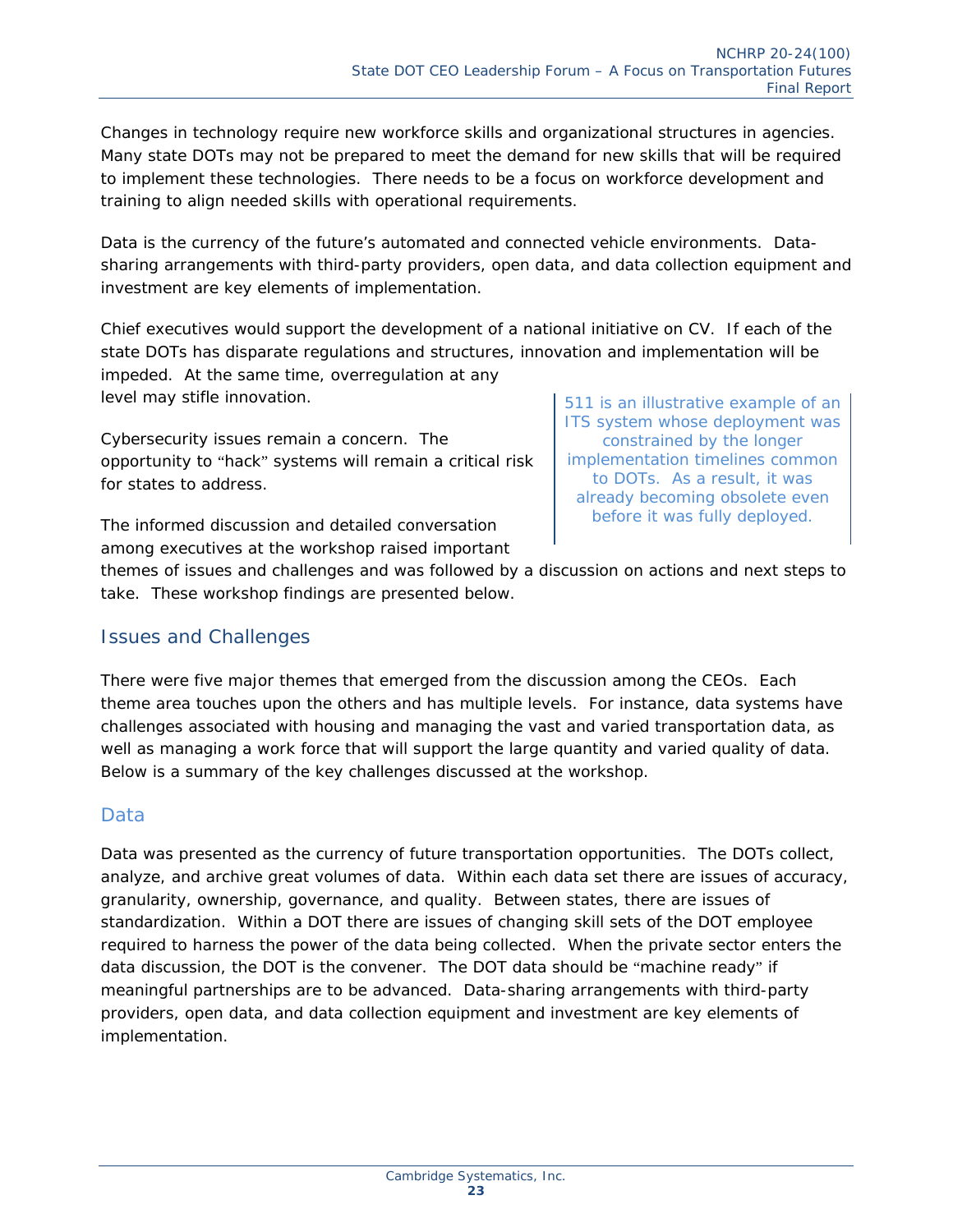Changes in technology require new workforce skills and organizational structures in agencies. Many state DOTs may not be prepared to meet the demand for new skills that will be required to implement these technologies. There needs to be a focus on workforce development and training to align needed skills with operational requirements.

Data is the currency of the future's automated and connected vehicle environments. Data-sharing arrangements with third-party providers, open data, and data collection equipment and investment are key elements of implementation.

Chief executives would support the development of a national initiative on CV. If each of the state DOTs has disparate regulations and structures, innovation and implementation will be impeded. At the same time, overregulation at any level may stifle innovation.

> 511 is an illustrative example of an ITS system whose deployment was constrained by the longer implementation timelines common to DOTs. As a result, it was already becoming obsolete even before it was fully deployed.

Cybersecurity issues remain a concern. The opportunity to "hack" systems will remain a critical risk for states to address.

The informed discussion and detailed conversation among executives at the workshop raised important themes of issues and challenges and was followed by a discussion on actions and next steps to take. These workshop findings are presented below.

## Issues and Challenges

There were five major themes that emerged from the discussion among the CEOs. Each theme area touches upon the others and has multiple levels. For instance, data systems have challenges associated with housing and managing the vast and varied transportation data, as well as managing a work force that will support the large quantity and varied quality of data. Below is a summary of the key challenges discussed at the workshop.

### Data

Data was presented as the currency of future transportation opportunities. The DOTs collect, analyze, and archive great volumes of data. Within each data set there are issues of accuracy, granularity, ownership, governance, and quality. Between states, there are issues of standardization. Within a DOT there are issues of changing skill sets of the DOT employee required to harness the power of the data being collected. When the private sector enters the data discussion, the DOT is the convener. The DOT data should be "machine ready" if meaningful partnerships are to be advanced. Data-sharing arrangements with third-party providers, open data, and data collection equipment and investment are key elements of implementation.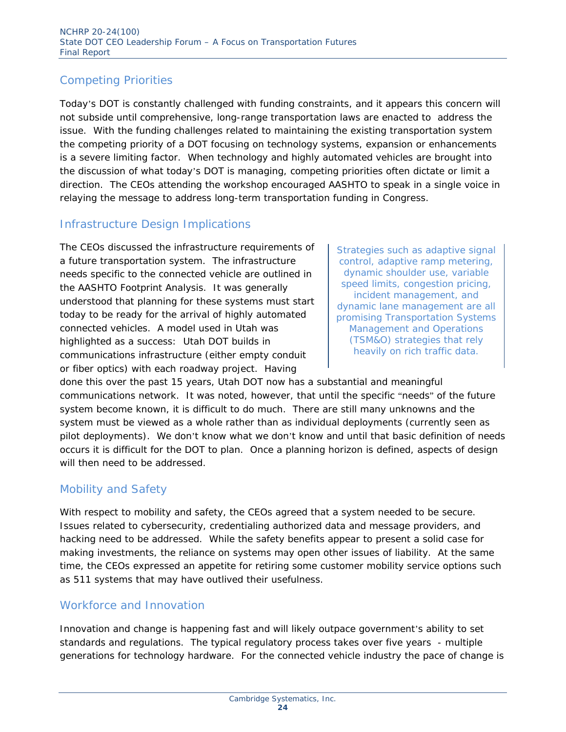## Competing Priorities

Today's DOT is constantly challenged with funding constraints, and it appears this concern will not subside until comprehensive, long-range transportation laws are enacted to address the issue. With the funding challenges related to maintaining the existing transportation system the competing priority of a DOT focusing on technology systems, expansion or enhancements is a severe limiting factor. When technology and highly automated vehicles are brought into the discussion of what today's DOT is managing, competing priorities often dictate or limit a direction. The CEOs attending the workshop encouraged AASHTO to speak in a single voice in relaying the message to address long-term transportation funding in Congress.

## Infrastructure Design Implications

The CEOs discussed the infrastructure requirements of a future transportation system. The infrastructure needs specific to the connected vehicle are outlined in the AASHTO Footprint Analysis. It was generally understood that planning for these systems must start today to be ready for the arrival of highly automated connected vehicles. A model used in Utah was highlighted as a success: Utah DOT builds in communications infrastructure (either empty conduit or fiber optics) with each roadway project. Having done this over the past 15 years, Utah DOT now has a substantial and meaningful communications network. It was noted, however, that until the specific "needs" of the future system become known, it is difficult to do much. There are still many unknowns and the system must be viewed as a whole rather than as individual deployments (currently seen as pilot deployments). We don't know what we don't know and until that basic definition of needs occurs it is difficult for the DOT to plan. Once a planning horizon is defined, aspects of design will then need to be addressed.

> Strategies such as adaptive signal control, adaptive ramp metering, dynamic shoulder use, variable speed limits, congestion pricing, incident management, and dynamic lane management are all promising Transportation Systems Management and Operations (TSM&O) strategies that rely heavily on rich traffic data.

## Mobility and Safety

With respect to mobility and safety, the CEOs agreed that a system needed to be secure. Issues related to cybersecurity, credentialing authorized data and message providers, and hacking need to be addressed. While the safety benefits appear to present a solid case for making investments, the reliance on systems may open other issues of liability. At the same time, the CEOs expressed an appetite for retiring some customer mobility service options such as 511 systems that may have outlived their usefulness.

## Workforce and Innovation

Innovation and change is happening fast and will likely outpace government's ability to set standards and regulations. The typical regulatory process takes over five years - multiple generations for technology hardware. For the connected vehicle industry the pace of change is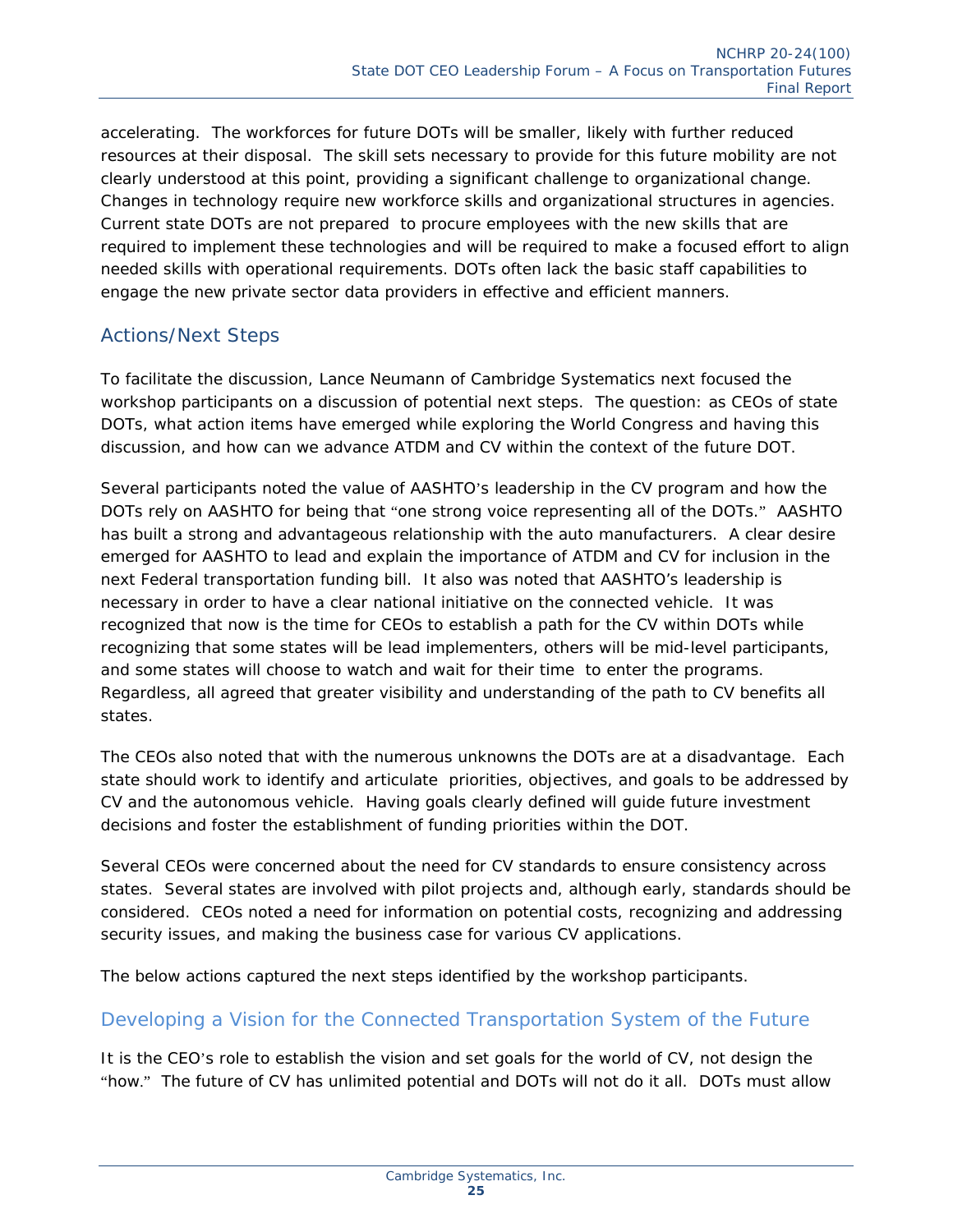accelerating. The workforces for future DOTs will be smaller, likely with further reduced resources at their disposal. The skill sets necessary to provide for this future mobility are not clearly understood at this point, providing a significant challenge to organizational change. Changes in technology require new workforce skills and organizational structures in agencies. Current state DOTs are not prepared to procure employees with the new skills that are required to implement these technologies and will be required to make a focused effort to align needed skills with operational requirements. DOTs often lack the basic staff capabilities to engage the new private sector data providers in effective and efficient manners.

## Actions/Next Steps

To facilitate the discussion, Lance Neumann of Cambridge Systematics next focused the workshop participants on a discussion of potential next steps. The question: as CEOs of state DOTs, what action items have emerged while exploring the World Congress and having this discussion, and how can we advance ATDM and CV within the context of the future DOT.

Several participants noted the value of AASHTO's leadership in the CV program and how the DOTs rely on AASHTO for being that "one strong voice representing all of the DOTs." AASHTO has built a strong and advantageous relationship with the auto manufacturers. A clear desire emerged for AASHTO to lead and explain the importance of ATDM and CV for inclusion in the next Federal transportation funding bill. It also was noted that AASHTO's leadership is necessary in order to have a clear national initiative on the connected vehicle. It was recognized that now is the time for CEOs to establish a path for the CV within DOTs while recognizing that some states will be lead implementers, others will be mid-level participants, and some states will choose to watch and wait for their time to enter the programs. Regardless, all agreed that greater visibility and understanding of the path to CV benefits all states.

The CEOs also noted that with the numerous unknowns the DOTs are at a disadvantage. Each state should work to identify and articulate priorities, objectives, and goals to be addressed by CV and the autonomous vehicle. Having goals clearly defined will guide future investment decisions and foster the establishment of funding priorities within the DOT.

Several CEOs were concerned about the need for CV standards to ensure consistency across states. Several states are involved with pilot projects and, although early, standards should be considered. CEOs noted a need for information on potential costs, recognizing and addressing security issues, and making the business case for various CV applications.

The below actions captured the next steps identified by the workshop participants.

### Developing a Vision for the Connected Transportation System of the Future

It is the CEO's role to establish the vision and set goals for the world of CV, not design the "how." The future of CV has unlimited potential and DOTs will not do it all. DOTs must allow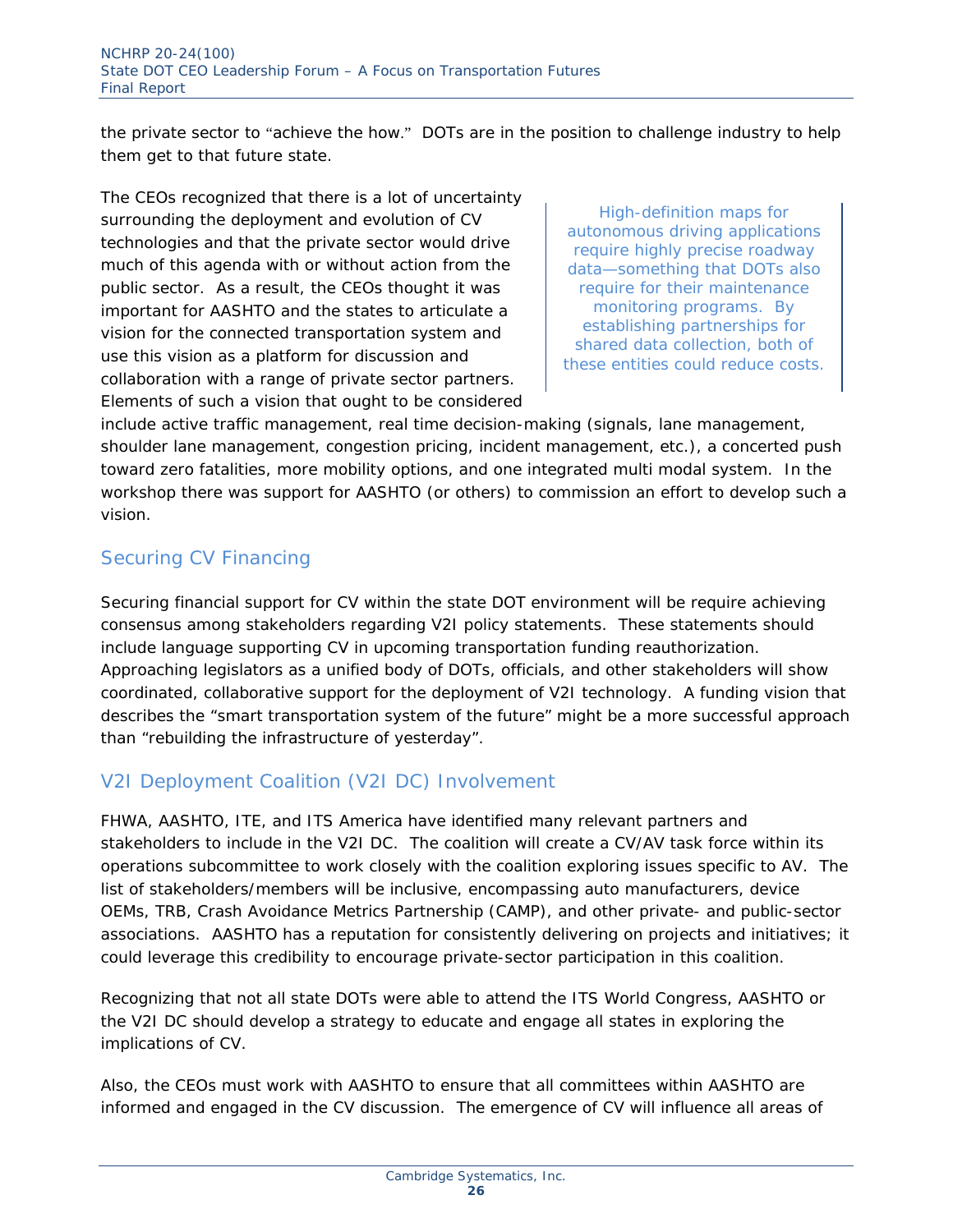the private sector to "achieve the how." DOTs are in the position to challenge industry to help them get to that future state.

The CEOs recognized that there is a lot of uncertainty surrounding the deployment and evolution of CV technologies and that the private sector would drive much of this agenda with or without action from the public sector. As a result, the CEOs thought it was important for AASHTO and the states to articulate a vision for the connected transportation system and use this vision as a platform for discussion and collaboration with a range of private sector partners. Elements of such a vision that ought to be considered include active traffic management, real time decision-making (signals, lane management, shoulder lane management, congestion pricing, incident management, etc.), a concerted push toward zero fatalities, more mobility options, and one integrated multi modal system. In the workshop there was support for AASHTO (or others) to commission an effort to develop such a vision.

> High-definition maps for autonomous driving applications require highly precise roadway data—something that DOTs also require for their maintenance monitoring programs. By establishing partnerships for shared data collection, both of these entities could reduce costs.

## Securing CV Financing

Securing financial support for CV within the state DOT environment will be require achieving consensus among stakeholders regarding V2I policy statements. These statements should include language supporting CV in upcoming transportation funding reauthorization. Approaching legislators as a unified body of DOTs, officials, and other stakeholders will show coordinated, collaborative support for the deployment of V2I technology. A funding vision that describes the "smart transportation system of the future" might be a more successful approach than "rebuilding the infrastructure of yesterday".

## V2I Deployment Coalition (V2I DC) Involvement

FHWA, AASHTO, ITE, and ITS America have identified many relevant partners and stakeholders to include in the V2I DC. The coalition will create a CV/AV task force within its operations subcommittee to work closely with the coalition exploring issues specific to AV. The list of stakeholders/members will be inclusive, encompassing auto manufacturers, device OEMs, TRB, Crash Avoidance Metrics Partnership (CAMP), and other private- and public-sector associations. AASHTO has a reputation for consistently delivering on projects and initiatives; it could leverage this credibility to encourage private-sector participation in this coalition.

Recognizing that not all state DOTs were able to attend the ITS World Congress, AASHTO or the V2I DC should develop a strategy to educate and engage all states in exploring the implications of CV.

Also, the CEOs must work with AASHTO to ensure that all committees within AASHTO are informed and engaged in the CV discussion. The emergence of CV will influence all areas of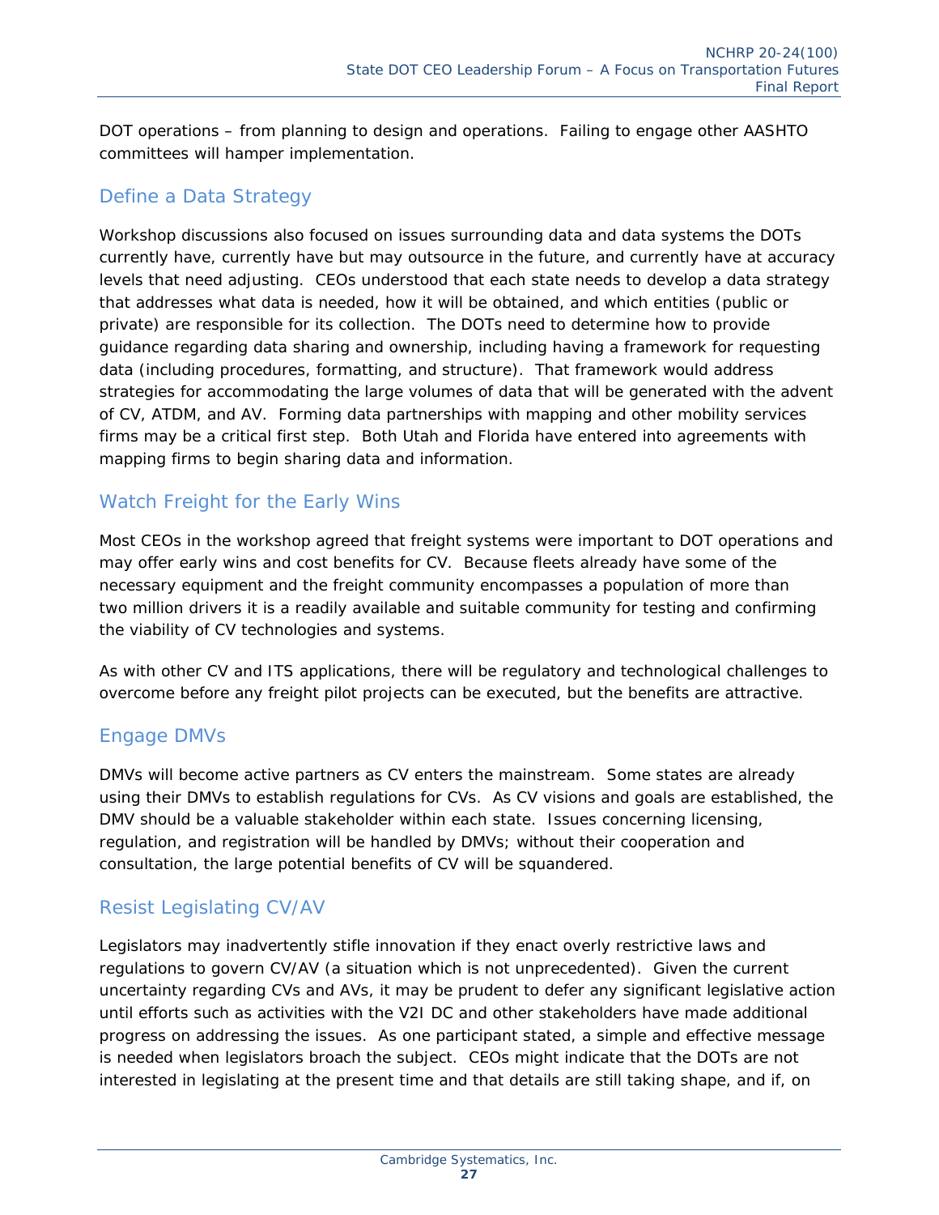DOT operations – from planning to design and operations. Failing to engage other AASHTO committees will hamper implementation.

## Define a Data Strategy

Workshop discussions also focused on issues surrounding data and data systems the DOTs currently have, currently have but may outsource in the future, and currently have at accuracy levels that need adjusting. CEOs understood that each state needs to develop a data strategy that addresses what data is needed, how it will be obtained, and which entities (public or private) are responsible for its collection. The DOTs need to determine how to provide guidance regarding data sharing and ownership, including having a framework for requesting data (including procedures, formatting, and structure). That framework would address strategies for accommodating the large volumes of data that will be generated with the advent of CV, ATDM, and AV. Forming data partnerships with mapping and other mobility services firms may be a critical first step. Both Utah and Florida have entered into agreements with mapping firms to begin sharing data and information.

## Watch Freight for the Early Wins

Most CEOs in the workshop agreed that freight systems were important to DOT operations and may offer early wins and cost benefits for CV. Because fleets already have some of the necessary equipment and the freight community encompasses a population of more than two million drivers it is a readily available and suitable community for testing and confirming the viability of CV technologies and systems.

As with other CV and ITS applications, there will be regulatory and technological challenges to overcome before any freight pilot projects can be executed, but the benefits are attractive.

## Engage DMVs

DMVs will become active partners as CV enters the mainstream. Some states are already using their DMVs to establish regulations for CVs. As CV visions and goals are established, the DMV should be a valuable stakeholder within each state. Issues concerning licensing, regulation, and registration will be handled by DMVs; without their cooperation and consultation, the large potential benefits of CV will be squandered.

## Resist Legislating CV/AV

Legislators may inadvertently stifle innovation if they enact overly restrictive laws and regulations to govern CV/AV (a situation which is not unprecedented). Given the current uncertainty regarding CVs and AVs, it may be prudent to defer any significant legislative action until efforts such as activities with the V2I DC and other stakeholders have made additional progress on addressing the issues. As one participant stated, a simple and effective message is needed when legislators broach the subject. CEOs might indicate that the DOTs are not interested in legislating at the present time and that details are still taking shape, and if, on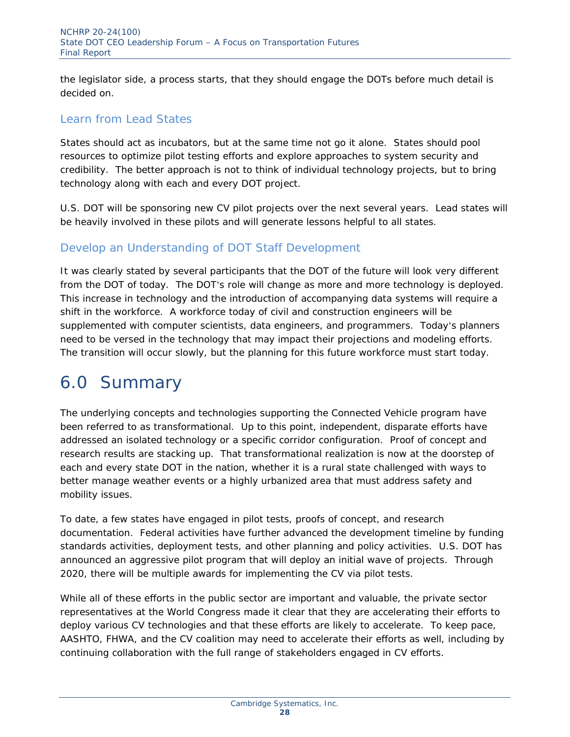the legislator side, a process starts, that they should engage the DOTs before much detail is decided on.

### Learn from Lead States

States should act as incubators, but at the same time not go it alone. States should pool resources to optimize pilot testing efforts and explore approaches to system security and credibility. The better approach is not to think of individual technology projects, but to bring technology along with each and every DOT project.

U.S. DOT will be sponsoring new CV pilot projects over the next several years. Lead states will be heavily involved in these pilots and will generate lessons helpful to all states.

### Develop an Understanding of DOT Staff Development

It was clearly stated by several participants that the DOT of the future will look very different from the DOT of today. The DOT's role will change as more and more technology is deployed. This increase in technology and the introduction of accompanying data systems will require a shift in the workforce. A workforce today of civil and construction engineers will be supplemented with computer scientists, data engineers, and programmers. Today's planners need to be versed in the technology that may impact their projections and modeling efforts. The transition will occur slowly, but the planning for this future workforce must start today.

# 6.0 Summary

The underlying concepts and technologies supporting the Connected Vehicle program have been referred to as transformational. Up to this point, independent, disparate efforts have addressed an isolated technology or a specific corridor configuration. Proof of concept and research results are stacking up. That transformational realization is now at the doorstep of each and every state DOT in the nation, whether it is a rural state challenged with ways to better manage weather events or a highly urbanized area that must address safety and mobility issues.

To date, a few states have engaged in pilot tests, proofs of concept, and research documentation. Federal activities have further advanced the development timeline by funding standards activities, deployment tests, and other planning and policy activities. U.S. DOT has announced an aggressive pilot program that will deploy an initial wave of projects. Through 2020, there will be multiple awards for implementing the CV via pilot tests.

While all of these efforts in the public sector are important and valuable, the private sector representatives at the World Congress made it clear that they are accelerating their efforts to deploy various CV technologies and that these efforts are likely to accelerate. To keep pace, AASHTO, FHWA, and the CV coalition may need to accelerate their efforts as well, including by continuing collaboration with the full range of stakeholders engaged in CV efforts.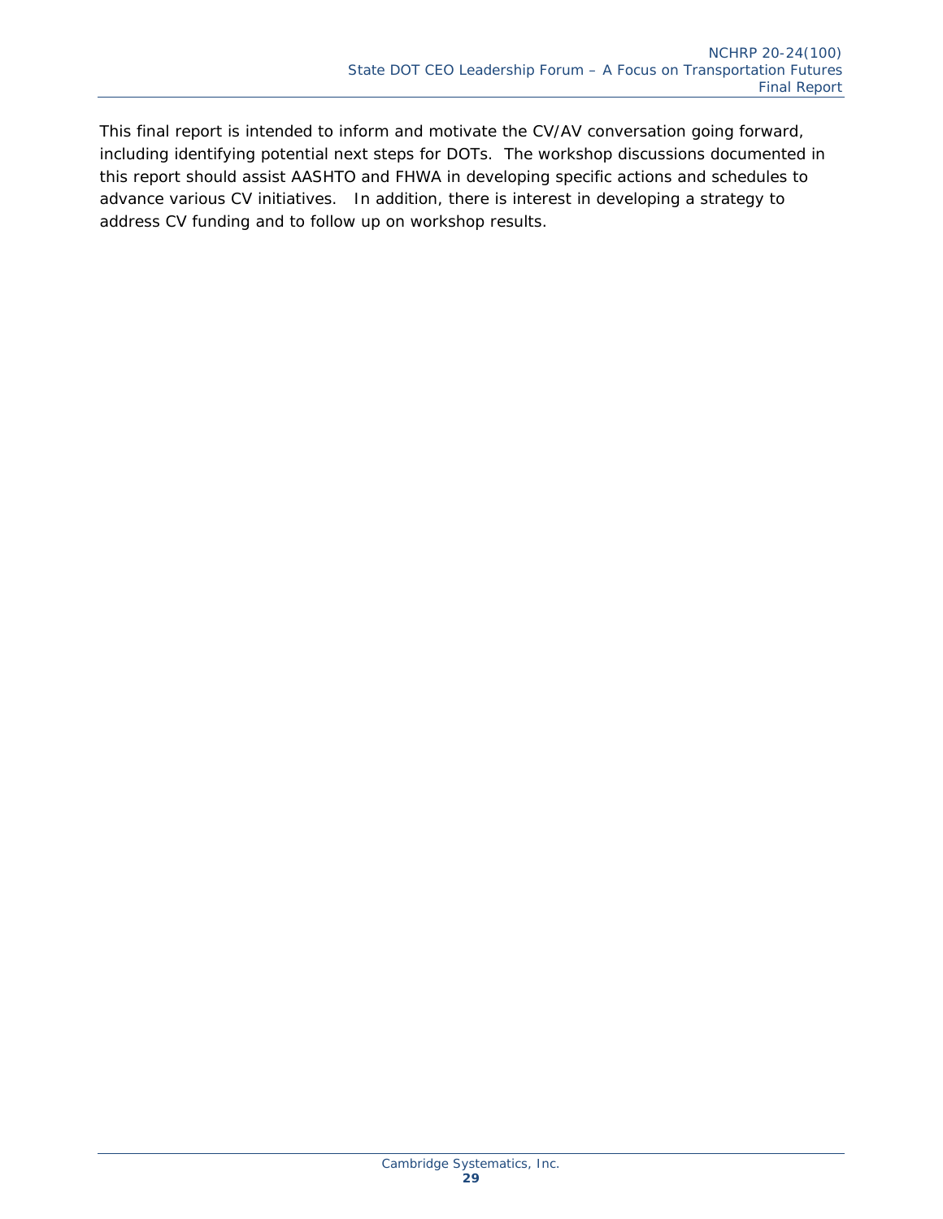This final report is intended to inform and motivate the CV/AV conversation going forward, including identifying potential next steps for DOTs. The workshop discussions documented in this report should assist AASHTO and FHWA in developing specific actions and schedules to advance various CV initiatives. In addition, there is interest in developing a strategy to address CV funding and to follow up on workshop results.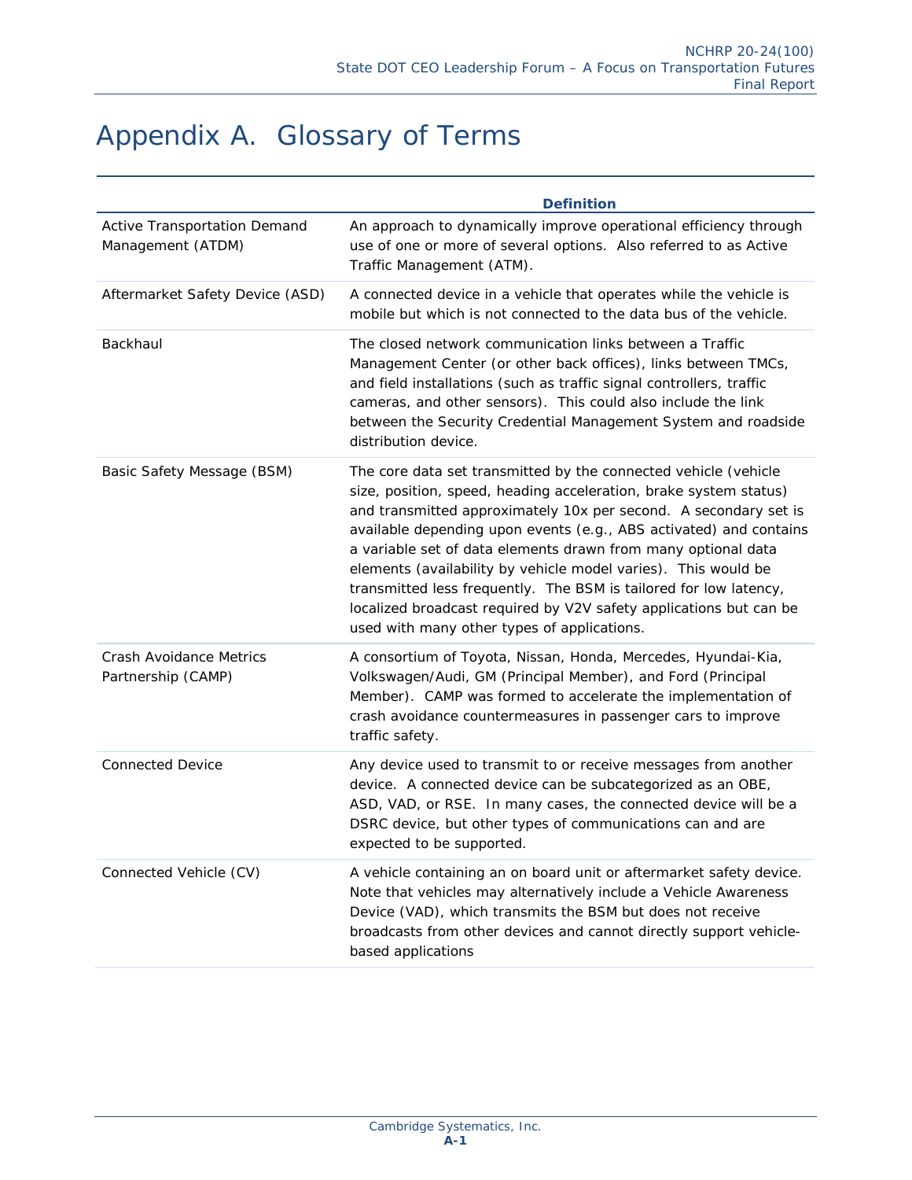# Appendix A. Glossary of Terms

| | Definition |
|---|---|
| Active Transportation Demand Management (ATDM) | An approach to dynamically improve operational efficiency through use of one or more of several options. Also referred to as Active Traffic Management (ATM). |
| Aftermarket Safety Device (ASD) | A connected device in a vehicle that operates while the vehicle is mobile but which is not connected to the data bus of the vehicle. |
| Backhaul | The closed network communication links between a Traffic Management Center (or other back offices), links between TMCs, and field installations (such as traffic signal controllers, traffic cameras, and other sensors). This could also include the link between the Security Credential Management System and roadside distribution device. |
| Basic Safety Message (BSM) | The core data set transmitted by the connected vehicle (vehicle size, position, speed, heading acceleration, brake system status) and transmitted approximately 10x per second. A secondary set is available depending upon events (e.g., ABS activated) and contains a variable set of data elements drawn from many optional data elements (availability by vehicle model varies). This would be transmitted less frequently. The BSM is tailored for low latency, localized broadcast required by V2V safety applications but can be used with many other types of applications. |
| Crash Avoidance Metrics Partnership (CAMP) | A consortium of Toyota, Nissan, Honda, Mercedes, Hyundai-Kia, Volkswagen/Audi, GM (Principal Member), and Ford (Principal Member). CAMP was formed to accelerate the implementation of crash avoidance countermeasures in passenger cars to improve traffic safety. |
| Connected Device | Any device used to transmit to or receive messages from another device. A connected device can be subcategorized as an OBE, ASD, VAD, or RSE. In many cases, the connected device will be a DSRC device, but other types of communications can and are expected to be supported. |
| Connected Vehicle (CV) | A vehicle containing an on board unit or aftermarket safety device. Note that vehicles may alternatively include a Vehicle Awareness Device (VAD), which transmits the BSM but does not receive broadcasts from other devices and cannot directly support vehicle-based applications |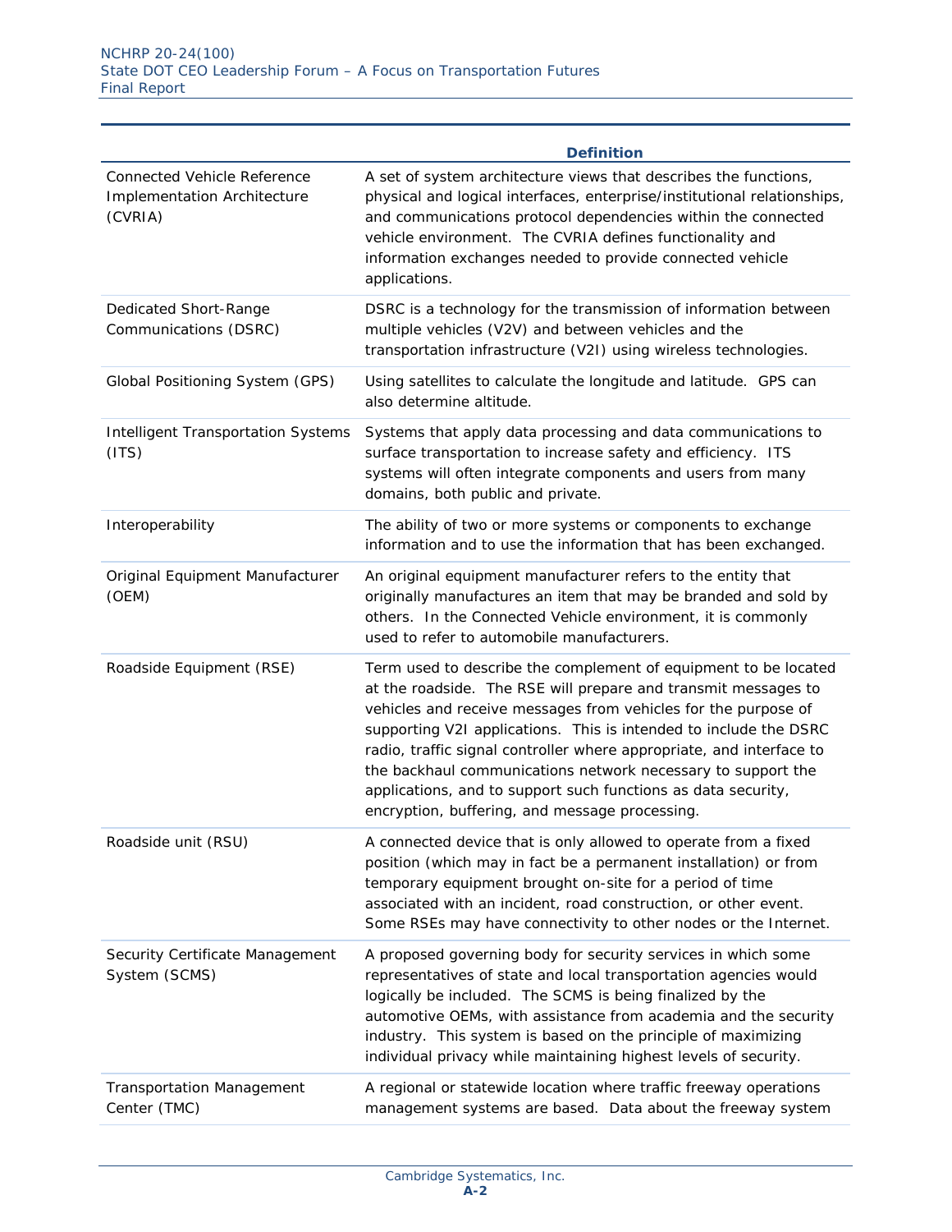| | Definition |
|---|---|
| Connected Vehicle Reference Implementation Architecture (CVRIA) | A set of system architecture views that describes the functions, physical and logical interfaces, enterprise/institutional relationships, and communications protocol dependencies within the connected vehicle environment. The CVRIA defines functionality and information exchanges needed to provide connected vehicle applications. |
| Dedicated Short-Range Communications (DSRC) | DSRC is a technology for the transmission of information between multiple vehicles (V2V) and between vehicles and the transportation infrastructure (V2I) using wireless technologies. |
| Global Positioning System (GPS) | Using satellites to calculate the longitude and latitude. GPS can also determine altitude. |
| Intelligent Transportation Systems (ITS) | Systems that apply data processing and data communications to surface transportation to increase safety and efficiency. ITS systems will often integrate components and users from many domains, both public and private. |
| Interoperability | The ability of two or more systems or components to exchange information and to use the information that has been exchanged. |
| Original Equipment Manufacturer (OEM) | An original equipment manufacturer refers to the entity that originally manufactures an item that may be branded and sold by others. In the Connected Vehicle environment, it is commonly used to refer to automobile manufacturers. |
| Roadside Equipment (RSE) | Term used to describe the complement of equipment to be located at the roadside. The RSE will prepare and transmit messages to vehicles and receive messages from vehicles for the purpose of supporting V2I applications. This is intended to include the DSRC radio, traffic signal controller where appropriate, and interface to the backhaul communications network necessary to support the applications, and to support such functions as data security, encryption, buffering, and message processing. |
| Roadside unit (RSU) | A connected device that is only allowed to operate from a fixed position (which may in fact be a permanent installation) or from temporary equipment brought on-site for a period of time associated with an incident, road construction, or other event. Some RSEs may have connectivity to other nodes or the Internet. |
| Security Certificate Management System (SCMS) | A proposed governing body for security services in which some representatives of state and local transportation agencies would logically be included. The SCMS is being finalized by the automotive OEMs, with assistance from academia and the security industry. This system is based on the principle of maximizing individual privacy while maintaining highest levels of security. |
| Transportation Management Center (TMC) | A regional or statewide location where traffic freeway operations management systems are based. Data about the freeway system |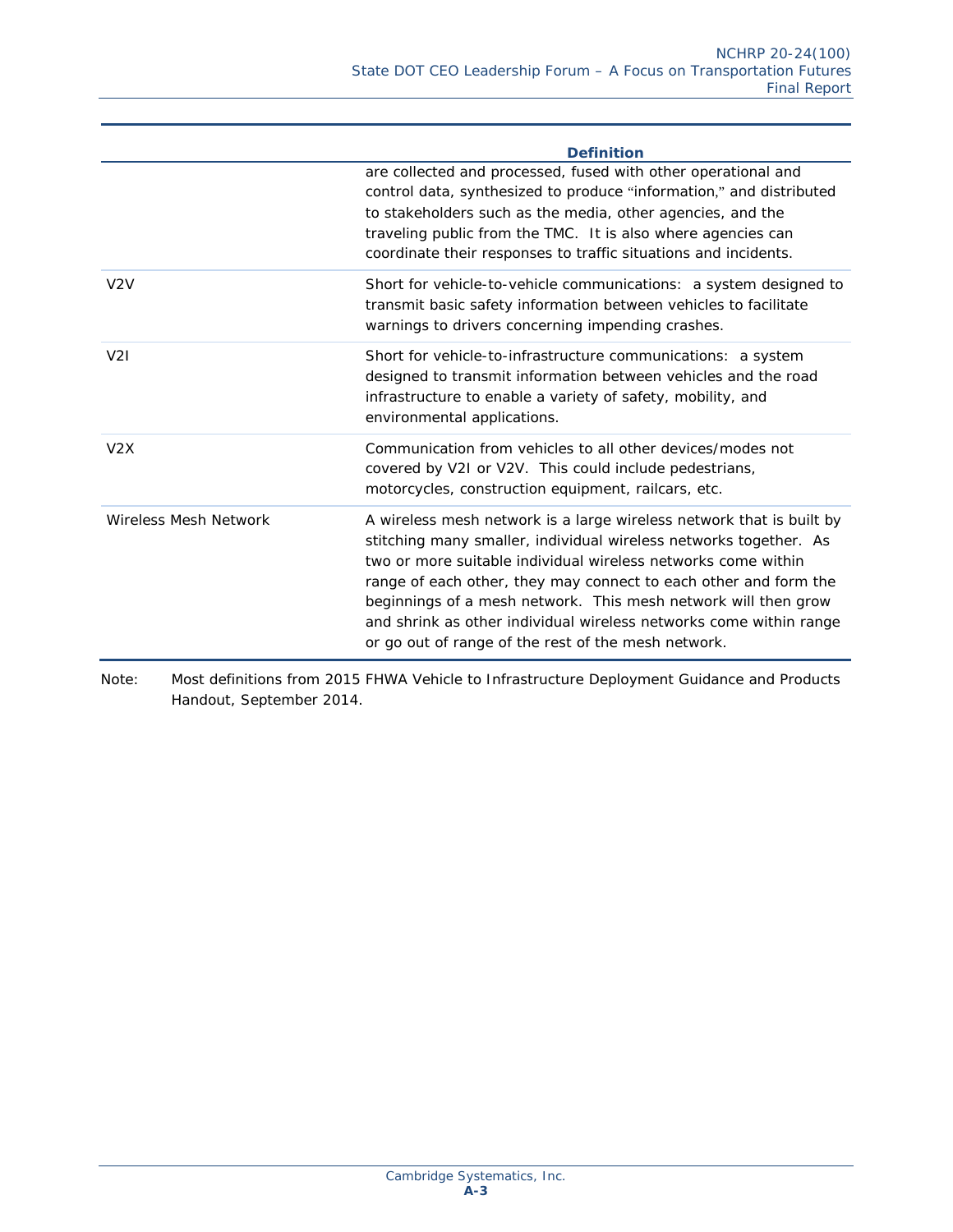| | Definition |
|---|---|
| | are collected and processed, fused with other operational and control data, synthesized to produce "information," and distributed to stakeholders such as the media, other agencies, and the traveling public from the TMC. It is also where agencies can coordinate their responses to traffic situations and incidents. |
| V2V | Short for vehicle-to-vehicle communications: a system designed to transmit basic safety information between vehicles to facilitate warnings to drivers concerning impending crashes. |
| V2I | Short for vehicle-to-infrastructure communications: a system designed to transmit information between vehicles and the road infrastructure to enable a variety of safety, mobility, and environmental applications. |
| V2X | Communication from vehicles to all other devices/modes not covered by V2I or V2V. This could include pedestrians, motorcycles, construction equipment, railcars, etc. |
| Wireless Mesh Network | A wireless mesh network is a large wireless network that is built by stitching many smaller, individual wireless networks together. As two or more suitable individual wireless networks come within range of each other, they may connect to each other and form the beginnings of a mesh network. This mesh network will then grow and shrink as other individual wireless networks come within range or go out of range of the rest of the mesh network. |

Note: Most definitions from 2015 FHWA Vehicle to Infrastructure Deployment Guidance and Products Handout, September 2014.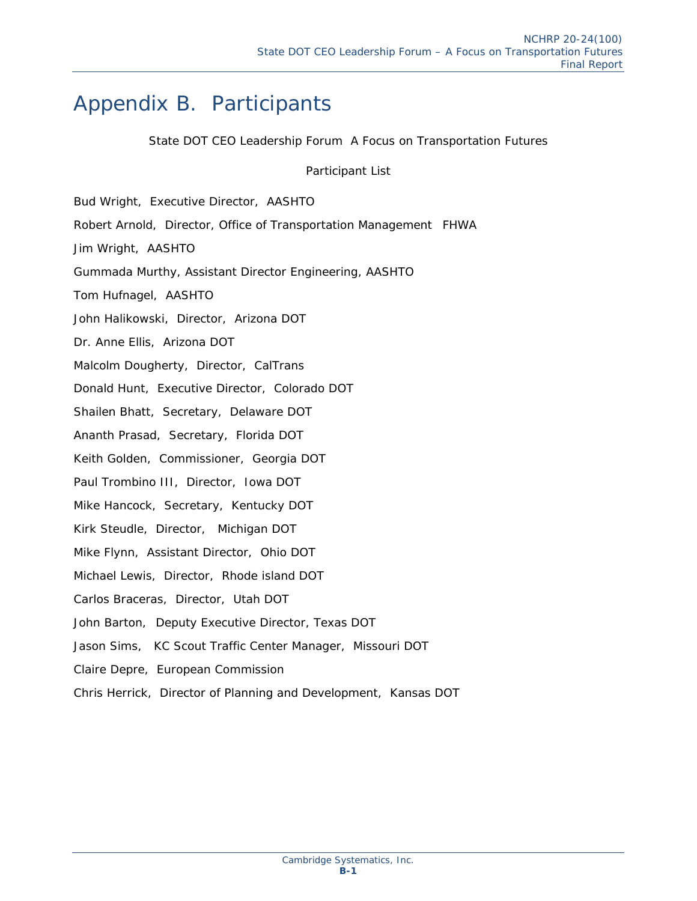# Appendix B. Participants

State DOT CEO Leadership Forum A Focus on Transportation Futures

Participant List

Bud Wright, Executive Director, AASHTO

Robert Arnold, Director, Office of Transportation Management FHWA

Jim Wright, AASHTO

Gummada Murthy, Assistant Director Engineering, AASHTO

Tom Hufnagel, AASHTO

John Halikowski, Director, Arizona DOT

Dr. Anne Ellis, Arizona DOT

Malcolm Dougherty, Director, CalTrans

Donald Hunt, Executive Director, Colorado DOT

Shailen Bhatt, Secretary, Delaware DOT

Ananth Prasad, Secretary, Florida DOT

Keith Golden, Commissioner, Georgia DOT

Paul Trombino III, Director, Iowa DOT

Mike Hancock, Secretary, Kentucky DOT

Kirk Steudle, Director, Michigan DOT

Mike Flynn, Assistant Director, Ohio DOT

Michael Lewis, Director, Rhode island DOT

Carlos Braceras, Director, Utah DOT

John Barton, Deputy Executive Director, Texas DOT

Jason Sims, KC Scout Traffic Center Manager, Missouri DOT

Claire Depre, European Commission

Chris Herrick, Director of Planning and Development, Kansas DOT